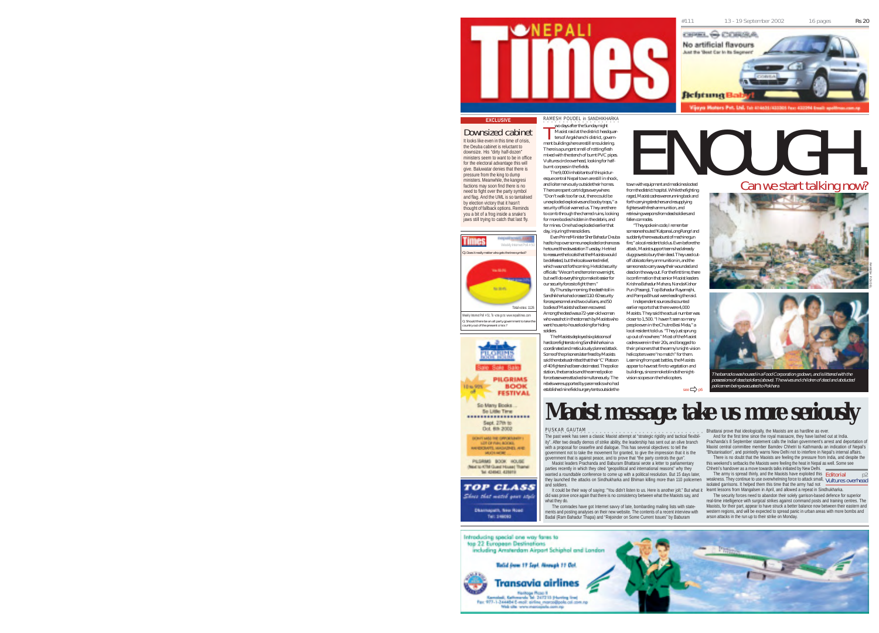# Nepali Times

#111 13 - 19 September 2002 16 pages Rs 20

Opel Corsa — No artificial flavours. Just the 'Best Car in its Segment'. Achtung Baby! Vijaya Motors Pvt. Ltd.

**EXCLUSIVE**

## Downsized cabinet

It looks like even in this time of crisis, the Deuba cabinet is reluctant to downsize. His "dirty half-dozen" ministers seem to want to be in office for the electoral advantage this will give. Baluwatar denies that there is pressure from the king to dump ministers. Meanwhile, the kangresi factions may soon find there is no need to fight over the party symbol and flag. And the UML is so tantalised by election victory that it hasn't thought of fallback options. Reminds you a bit of a frog inside a snake's jaws still trying to catch that last fly.

Weekly Internet Poll # 51

Q. Does it really matter who gets the tree symbol?

Total votes: 1126

Weekly Internet Poll # 52. To vote go to: www.nepalitimes.com

Q. Should there be an all party government to take the country out of the present crisis?

Pilgrims Book House — Sale Sale Sale — 10 to 95% — Pilgrims Book Festival. So Many Books... So Little Time. Sept. 27th to Oct. 6th 2002. Pilgrims Book House (Next to KTM Guest House) Thamel.

TOP CLASS — Shoes that match your style. Dharmapath, New Road.

# ENOUGH.

## Can we start talking now?

RAMESH POUDEL in SANDHIKHARKA

Two days after the Sunday night Maoist raid at the district headquarters of Argakhanchi district, government buildings here are still smouldering. There is a pungent smell of rotting flesh mixed with the stench of burnt PVC pipes. Vultures circle overhead, looking for half-burnt corpses in the fields.

The 9,000 inhabitants of this picturesque central Nepal town are still in shock, and loiter nervously outside their homes. There are spent cartridges everywhere. "Don't walk too far out, there could be unexploded explosives and booby traps," a security official warned us. They are there to comb through the charred ruins, looking for more bodies hidden in the debris, and for mines. One had exploded earlier that day, injuring three soldiers.

Even Prime Minister Sher Bahadur Deuba had to hop over some unexploded ordnance as he toured the devastation Tuesday. He tried to reassure the locals that the Maoists would be defeated, but the locals wanted relief, which was not forthcoming. He told security officials: "We can't end terrorism overnight, but we'll do everything to make it easier for our security forces to fight them."

By Thursday morning, the death toll in Sandhikharka had crossed 110: 60 security forces personnel and two civilians, and 50 bodies of Maoists had been recovered. Among the dead was a 72-year-old woman who was shot in the stomach by Maoists who went house-to-house looking for hiding soldiers.

The Maoists deployed six platoons of hardcore fighters to ring Sandhikharka in a coordinated and meticulously planned attack. Some of the prisoners later freed by Maoists said the rebels admitted that their 'C' Platoon of 40 fighters had been decimated. The police station, the barracks and the armed police force base were attacked simultaneously. The rebels were supported by paramedics who had established nine field surgery tents outside the town with equipment and medicines looted from the district hospital. While the fighting raged, Maoist cadres were running back and forth carrying stretchers and resupplying fighters with fresh ammunition, and retrieving weapons from dead soldiers and fallen comrades.

"They spoke in code, I remember someone shouted 'Kalpana Long Range' and suddenly there was a burst of machinegun fire," a local resident told us. Even before the attack, Maoist support teams had already dug graves to bury their dead. They used cut-off cobs to ferry ammunition in, and the same ones to carry away their wounded and dead on the way out. For the first time, there is confirmation that senior Maoist leaders Krishna Bahadur Mahara, Nanda Kishor Pun (Pasang), Top Bahadur Rayamajhi, and Pampa Bhusal were leading the raid.

Independent sources discounted earlier reports that there were 4,000 Maoists. They said the actual number was closer to 1,500. "I haven't seen so many people even in the Chutre Besi Mela," a local resident told us. "They just sprung up out of nowhere." Most of the Maoist cadres were in their 20s, and bragged to their prisoners that the army's night-vision helicopters were "no match" for them. Learning from past battles, the Maoists appear to have set fire to vegetation and buildings, since smoke blinds the night-vision scopes on the helicopters.

see p6

*The barracks was housed in a Food Corporation godown, and is littered with the possessions of dead soldiers (above). The wives and children of dead and abducted policemen being evacuated to Pokhara.*

# Maoist message: take us more seriously

PUSKAR GAUTAM

The past week has seen a classic Maoist attempt at "strategic rigidity and tactical flexibility". After two deadly demos of strike ability, the leadership has sent out an olive branch with a proposal for ceasefire and dialogue. This has several objectives: to tell the government not to take the movement for granted, to give the impression that it is the government that is against peace, and to prove that "the party controls the gun".

Maoist leaders Prachanda and Baburam Bhattarai wrote a letter to parliamentary parties recently in which they cited "geopolitical and international reasons" why they wanted a roundtable conference to come up with a political resolution. But 15 days later, they launched the attacks on Sindhukharka and Bhiman killing more than 110 policemen and soldiers.

It could be their way of saying: "You didn't listen to us. Here is another jolt." But what it did was prove once again that there is no consistency between what the Maoists say, and what they do.

The comrades have got Internet savvy of late, bombarding mailing lists with statements and posting analyses on their new website. The contents of a recent interview with Badal (Ram Bahadur Thapa) and "Rejoinder on Some Current Issues" by Baburam Bhattarai prove that ideologically, the Maoists are as hardline as ever.

And for the first time since the royal massacre, they have lashed out at India. Prachanda's 8 September statement calls the Indian government's arrest and deportation of Maoist central committee member Bamdev Chhetri to Kathmandu an indication of Nepal's "Bhutanisation", and pointedly warns New Delhi not to interfere in Nepal's internal affairs.

There is no doubt that the Maoists are feeling the pressure from India, and despite the this weekend's setbacks the Maoists were feeling the heat in Nepal as well. Some see Chhetri's handover as a move towards talks initiated by New Delhi.

The army is spread thinly, and the Maoists have exploited this weakness. They continue to use overwhelming force to attack small, isolated garrisons. It helped them this time that the army had not learnt lessons from Mangalsen in April, and allowed a repeat in Sindhukharka.

The security forces need to abandon their solely garrison-based defence for superior real-time intelligence with surgical strikes against command posts and training centres. The Maoists, for their part, appear to have struck a better balance now between their eastern and western regions, and will be expected to spread panic in urban areas with more bombs and arson attacks in the run up to their strike on Monday.

Editorial p2 — Vultures overhead

Introducing special one way fares to top 22 European Destinations including Amsterdam Airport Schiphol and London. Valid from 17 Sept. through 11 Oct. Transavia airlines. Heritage Plaza II, Kamaladi, Kathmandu Tel: 247215 (Hunting line) Fax: 977-1-244484 E-mail: airline_marco@polo.col.com.np Web site: www.marcopolo.com.np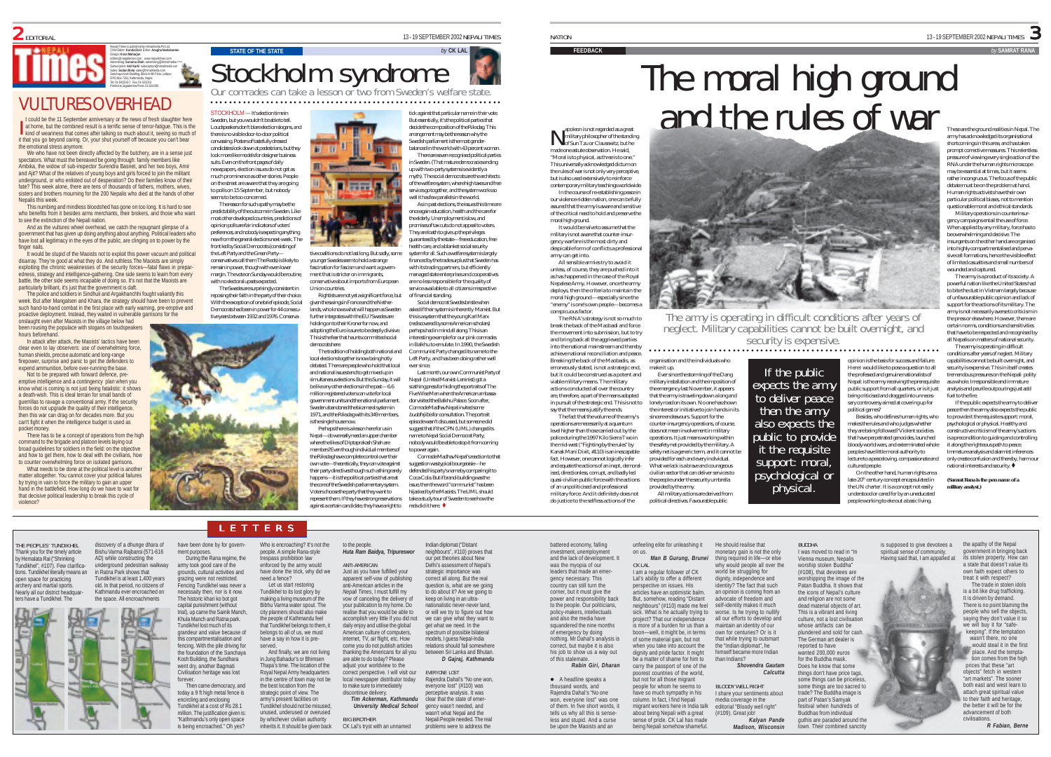# VULTURES OVERHEAD

It could be the 11 September anniversary or the news of fresh slaughter here at home, but the combined result is a terrific sense of terror-fatigue. This is the kind of weariness that comes after talking so much about it, seeing so much of it that you go beyond caring. Or, your shut yourself off because you can't bear the emotional stress anymore.

We who have not been directly affected by the butchery, are in a sense just spectators. What must the bereaved be going through: family members like Ambika, the widow of sub-inspector Surendra Basnet, and her two boys, Amir and Ajit? What of the relatives of young boys and girls forced to join the militant underground, or who enlisted out of desperation? Do their families know of their fate? This week alone, there are tens of thousands of fathers, mothers, wives, sisters and brothers mourning for the 200 Nepalis who died at the hands of other Nepalis this week.

This numbing and mindless bloodshed has gone on too long. It is hard to see who benefits from it besides arms merchants, their brokers, and those who want to see the extinction of the Nepali nation.

And as the vultures wheel overhead, we catch the repugnant glimpse of a government that has given up doing anything about anything. Political leaders who have lost all legitimacy in the eyes of the public, are clinging on to power by the finger nails.

It would be stupid of the Maoists not to exploit this power vacuum and political disarray. They're good at what they do. And ruthless. The Maoists are simply exploiting the chronic weaknesses of the security forces—fatal flaws in preparedness, strategy and intelligence-gathering. One side seems to learn from every battle, the other side seems incapable of doing so. It's not that the Maoists are particularly brilliant, it's just that the government is daft.

The police and soldiers in Sindhuli and Argakhanchhi fought valiantly this week. But after Mangalsen and Khara, the strategy should have been to prevent such hand-to-hand combat in the first place with early warning, pre-emptive and proactive deployment. Instead, they waited in vulnerable garrisons for the onslaught even after Maoists in the village below had been rousing the populace with slogans on loudspeakers hours beforehand.

In attack after attack, the Maoists' tactics have been clear even to lay observers: use of overwhelming force, human shields, precise automatic and long-range firepower, surprise and panic to get the defenders to expend ammunition, before over-running the base.

Not to be prepared with forward defence, pre-emptive intelligence and a contingency plan when you know what is coming is not just being fatalistic: it shows a death-wish. This is ideal terrain for small bands of guerrillas to ravage a conventional army. If the security forces do not upgrade the quality of their intelligence, then this war can drag on for decades more. But you can't fight it when the intelligence budget is used as pocket money.

There has to be a concept of operations from the high command to the brigade and platoon levels laying out broad guidelines for soldiers in the field: on the objective and how to get there, how to deal with the civilians, how to counter overwhelming force on isolated garrisons.

What needs to be done at the political level is another matter altogether. You cannot cover your political failures by trying in vain to force the military to gain an upper hand in the battlefield. How long do we have to wait for that decisive political leadership to break this cycle of violence?

---

STATE OF THE STATE by CK LAL

# Stockholm syndrome

Our comrades can take a lesson or two from Sweden's welfare state.

STOCKHOLM — It's election time in Sweden, but you wouldn't be able to tell. Loudspeakers don't blare election slogans, and there is no visible door-to-door political canvassing. Posters of tastefully dressed candidates look down at pedestrians, but they look more like models for designer business suits. Even on the front pages of daily newspapers, election issues do not get as much prominence as other stories. People on the street are aware that they are going to polls on 15 September, but nobody seems to be too concerned.

The reason for such apathy may be the predictability of the outcome in Sweden. Like most other developed countries, predictions of opinion polls are fair indicators of voters' preferences, and nobody is expecting anything new from the general elections next week. The front-led by Social Democrats (consisting of the Left Party and the Green Party—conservatives call them The Reds) is likely to remain in power, though with even lower margin. The outcome Sunday would be routine, with no electoral upsets expected.

The Swedes are surprisingly consistent in reposing their faith in the party of their choice. With the exception of one brief episode, Social Democrats had been in power for 44 consecutive years between 1932 and 1976. Conservative coalitions do not last long. But sadly, some younger Swedes seem to hold a strange fascination for fascism and want a government that is stricter on immigrants, conservative about imports from European Union countries.

Rightists are not yet a significant force, but given the swing in France and the Netherlands, who knows what will happen as Sweden further integrates with the EU? Swedes are holding on to their Kroner for now, and adopting the Euro is sure to be deeply divisive. This is the fear that haunts committed social democrats here.

The tradition of holding both national and local elections together is now being hotly debated. There are people who hold that local and national issues tend to get mixed up in simultaneous elections. But this Sunday, it will be like any other elections in the past—6.6 million registered voters can vote for local government units and the national parliament. Sweden abandoned the bicameral system in 1971, and the Riksdag with its 349 members, is the single house now.

Perhaps there is a lesson here for us in Nepal—do we really need an upper chamber where the likes of Dipta prakash Shah are members? Even though individual members of the Riksdag have complete control over their own vote—theoretically, they can vote against their party directives though such a thing rarely happens—it is the political parties that are at the core of the Swedish parliamentary system. Voters choose the party that they want to represent them. If they have strong reservations against a certain candidate, they have a right to tick against that particular name in their vote. But essentially, it's the political parties that decide the composition of the Riksdag. This arrangement may be the reason why the Swedish parliament is the most gender-balanced in the world with 43 percent women.

There are seven recognised political parties in Sweden. (That mature democracies tending up with two-party systems is evidently a myth). The social democrats are the architects of the welfare system, where high taxes and free services go together, and the system works so well it has few parallels in the world.

As in past elections, the issues this time are once again education, health and the care for the elderly. Unemployment is low, and promises of tax cuts do not appeal to voters. They are loath to give up the privileges guaranteed by the state—free education, free health care, and a blanket social security system for all. Such a welfare system is largely financed by the trade surplus that Sweden has with its trading partners, but efficiently managed state enterprises and cooperatives are no less responsible for the quality of service available to all citizens irrespective of financial standing.

Social democrat Swedes bristle when asked if their system is inherently Marxist. But this is a system that the young Karl Marx (rediscovered by some American scholars) perhaps had in mind all along. This is an interesting example for our pink comrades in Balkhu to emulate. In 1990, the Swedish Communist Party changed its name to the Left Party, and has been doing rather well ever since.

Last month, our own Communist Party of Nepal (United Marxist-Leninist) got a scathing press for hiding the portraits of The Five Wise Men when the American ambassador visited the Balkhu Palace. Soon after, Comrade Madhav Nepal invited some *buddhijibis* for consultation. The portrait episode wasn't discussed, but someone did suggest that if the CPN (UML) changed its name to Nepal Social Democrat Party, nobody would be able to stop it from coming to power again.

Comrade Madhav Nepal's reaction to that suggestion was typical bourgeoise—he eliminated the party's name by comparing it to Coca Cola. But if brand-building was the issue, then the word "communist" has been hijacked by the Maoists. The UML should take a study tour of Sweden to see how the reds did it here. ♦

---

NATION

FEEDBACK by SAMRAT RANA

# The moral high ground and the rules of war

Napoleon is not regarded as a great military philosopher of the standing of Sun Tzu or Clausewitz, but he made one astute observation. He said, "Moral is to physical, as three is to one." This universally acknowledged dictum on the rules of war is not only very perceptive, but is also used extensively to reinforce contemporary military teachings worldwide.

In the course of re-establishing peace in our violence-ridden nation, one can be fully assured that the army is aware and sensitive of the critical need to hold and preserve the moral high ground.

It would be naive to assume that the military is not aware that counter-insurgency warfare is the most dirty and despicable form of conflicts a professional army can get into.

All sensible armies try to avoid it unless, of course, they are pushed into it as has happened in the case of the Royal Nepalese Army. However, once the army deploys, then the criteria to maintain the moral high ground—especially since the "enemy" is one's own people—becomes a conspicuous factor.

The RNA's strategy is not so much to break the back of the Maobadi and force the movement into submission, but to try and bring back all the aggrieved parties into the national mainstream and thereby achieve national reconciliation and peace. Breaking the back of the Maobadis, as erroneously stated, is not a strategic end, but it could be construed as a potent and viable military means. The military actions conducted all over the country are, therefore, a part of the means adopted in pursuit of the strategic end. This is not to say that the means justify the ends.

The fact that the volume of the army's operations are necessarily at a quantum level higher than those carried out by the police during the 1997 Kilo Sierra Two in the mid-west ("Fighting by the rules" by Kanak Mani Dixit, #110) is an inescapable fact. However, one cannot logically infer and equate the actions of an inept, demoralised, directionless, corrupt, and badly led quasi-civilian public force with the actions of an unpoliticised and professional military force. And it definitely does not do justice to the selfless actions of the organisation and the individuals who make it up.

Ever since the storming of the Dang military installation and the imposition of the emergency last November, it appears that the army is traveling down a long and lonely road on its own. No one has shown the interest or initiative to join hands in its sincere endeavours. Support for the counter-insurgency operations, of course, does not mean involvement in military operations. It just means working within the safety net provided by the military. A safety net is a generic term, and it cannot be provided for each and every individual. What we lack is a brave and courageous civilian sector that can deliver services to the people under the security umbrella provided by the army.

All military actions are derived from political directives. Favourable public opinion is the basis for success and failure. Here I would like to pose a question to all the professed and genuine nationalists of Nepal: is the army receiving the prerequisite public support from all quarters, or is it just being criticised and dragged into unnecessary controversy aimed at covering up for political games?

Besides, who defines human rights, who makes the rules and who judges whether they are being followed? Violent societies that have perpetrated genocides, launched bloody world wars, and exterminated whole peoples have little moral authority to lecture to a peace-loving, compassionate and cultured people.

On the other hand, human rights are a late-20th century concept encapsulated in the UN charter. It is a concept not easily understood or cared for by an uneducated people working to eke out a basic living. These are the ground realities in Nepal. The army has acknowledged its organisational shortcomings in this area, and has taken prompt corrective measures. This relentless pressure of viewing every single action of the RNA under the human rights microscope may be essential at times, but it seems rather incongruous. The focus of the public debate must be on the problem at hand. Human rights activists have their own particular political biases, not to mention questionable moral and ethical standards.

Military operations in counter-insurgency campaigns entail the use of force. When applied by any military, force has to be overwhelming and decisive. The insurgents on the other hand are organised into highly compartmentalised and pervasive cell formations, hence the visible effect of limited casualties and small numbers of wounded and captured.

The army is a product of its society. A powerful nation like the United States had to bite the dust in Vietnam largely because of unfavourable public opinion and lack of support for the actions of its military. The army is not necessarily averse to criticism in the press or elsewhere. However, there are certain norms, conditions and sensitivities that have to be respected and recognised by all Nepalis on matters of national security.

The army is operating in difficult conditions after years of neglect. Military capabilities cannot be built overnight, and security is expensive. This in itself creates tremendous pressures on the Nepali polity as a whole. Irresponsible and immature analysis and peurile outpourings just add fuel to the fire.

If the public expects the army to deliver peace then the army also expects the public to provide it the requisite support: moral, psychological or physical. Healthy and constructive criticism of the army's actions is a precondition to guiding and controlling it along the righteous path to peace. Immature analysis and alarmist inferences only create confusion and thereby, harm our national interests and security. ♦

*(Samrat Rana is the pen name of a military analyst.)*

The army is operating in difficult conditions after years of neglect. Military capabilities cannot be built overnight, and security is expensive.

If the public expects the army to deliver peace then the army also expects the public to provide it the requisite support: moral, psychological or physical.

---

# LETTERS

**THE PEOPLES' TUNDIKHEL**

Thank you for the timely article by Hemalata Rai ("Shrinking Tundikhel", #107). Few clarifications. Tundikhel literally means an open space for practicing archery and martial sports. Nearly all our district headquarters have a Tundikhel. The discovery of a dhunge dhara of Bishu Varma Rajbansi (571-616 AD) while constructing the underground pedestrian walkway in Ratna Park shows that Tundikhel is at least 1,400 years old. In that period, no citizens of Kathmandu ever encroached on the space. All encroachments have been done by for government purposes.

During the Rana regime, the army took good care of the grounds, cultural activities and grazing were not restricted. Fencing Tundikhel was never a necessity then, nor is it now. The historic khari ko bot got capital punishment (without trial), up came the Sainik Manch, Khula Manch and Ratna park. Tundikhel lost much of its grandeur and value because of this compartmentalisation and fencing. With the pile driving for the foundation of the Sanchaya Kosh Building, the Sundhara went dry, another Bagmati Civilisation heritage was lost forever.

Then came democracy, and today a 9 ft high metal fence is encircling and enclosing Tundikhel at a cost of Rs 28.1 million. The justification given is: "Kathmandu's only open space is being encroached." Oh yes? Who is encroaching? It's not the people. A simple Rana-style trespass prohibition law enforced by the army would have done the trick, why did we need a fence?

Let us start restoring Tundikhel to its lost glory by making a living museum of the Bibhu Varma water spout. The city planners should also make the people of Kathmandu feel that Tundikhel belongs to them, it belongs to all of us, we must have a say in how it is preserved.

And finally, we are not living in Jung Bahadur's or Bhimsen Thapa's time. The location of the Royal Nepal Army headquarters in the centre of town may not be the best location from the strategic point of view. The army's present facilities on Tundikhel should not be misused, unused, underused or overused by whichever civilian authority inherits it. It should be given back to the people.

*Huta Ram Baidya, Tripureswor*

**ANTI-AMERICAN**

Just as you have fulfilled your apparent self-vow of publishing anti-American articles in the *Nepali Times*, I must fulfill my vow of canceling the delivery of your publication to my home. Do realise that you would be able to accomplish very little if you did not daily enjoy and utilise the global American culture of computers, internet, TV, air flight, etc. How come you do not publish articles thanking the Americans for all you are able to do today? Please adjust your worldview to the correct perspective. I will visit our local newspaper distributor today to make sure to immediately discontinue delivery.

*Tim Ackerman, Kathmandu University Medical School*

**BIG BROTHER**

CK Lal's tryst with an unnamed Indian diplomat ("Distant neighbours", #110) proves that our pet theories about New Delhi's assessment of Nepal's strategic importance was correct all along. But the real question is, what are we going to do about it? Are we going to keep on living in an ultra-nationalistic never-never land, or will we try to figure out how we can give what they want to get what we need. In the spectrum of possible bilateral models, I guess Nepal-India relations should fall somewhere between Sri Lanka and Bhutan.

*D Gajraj, Kathmandu*

**EVERYONE LOST**

Rajendra Dahal's "No one won, everyone lost" (#110) was perceptive analysis. It was clear that the state of emergency wasn't needed, and wasn't what Nepal and the Nepali People needed. The real problems were to address the battered economy, falling investment, unemployment and the lack of development. It was the myopia of our leaders that made an emergency necessary. This country can still turn the corner, but it must give the power and responsibility back to the people. Our politicians, policy-makers, intellectuals and also the media have squandered the nine months of emergency by doing nothing. Mr Dahal's analysis is correct, but maybe it is also his job to show us a way out of this stalemate.

*Rabin Giri, Dharan*

● A headline speaks a thousand words, and Rajendra Dahal's "No one won, everyone lost" was one of them. In five short words, it tells us why all this is senseless and stupid. And a curse be upon the Maoists and an unfeeling elite for unleashing it on us.

*Man B Gurung, Brunei*

**CK LAL**

I am a regular follower of CK Lal's ability to offer a different perspective on issues. His articles have an optimistic balm. But, somehow, reading "Distant neighbours" (#110) made me feel sick. What is he actually trying to project? That our independence is more of a burden for us than a boon—well, it might be, in terms of some material gain, but not when you take into account the dignity and pride factor. It might be a matter of shame for him to carry the passport of one of the poorest countries of the world, but not for all those migrant people for whom he seems to have so much sympathy in his column. In fact, I find Nepali migrant workers here in India talk about being Nepali with a great sense of pride. CK Lal has made being Nepali somehow shameful. He should realise that monetary gain is not the only thing required in life—or else why would people all over the world be struggling for dignity, independence and identity? The fact that such an opinion is coming from an advocate of freedom and self-identity makes it much worse. Is he trying to nullify all our efforts to develop and maintain an identity of our own for centuries? Or is it that while trying to outsmart the "Indian diplomat", he himself became more Indian than Indians?

*Shovendra Gautam, Calcutta*

**BLOODY WELL RIGHT**

I share your sentiments about media coverage in the editorial "Bloody well right" (#109). Great job!

*Kalyan Pande, Madison, Wisconsin*

**BUDDHA**

I was moved to read in "In Vienna museum, Nepal's worship stolen Buddha" (#108), that devotees are worshipping the image of the Patan Buddha. It shows that the icons of Nepal's culture and religion are not some dead material objects of art. This is a vibrant and living culture, not a lost civilisation whose artifacts can be plundered and sold for cash. The German art dealer is reported to have wanted 200,000 euros for the Buddha mask. Does he know that some things don't have price tags, some things can be priceless, some things are too sacred to trade? The Buddha image is part of Patan's Samyak festival when hundreds of Buddhas from individual guthis are paraded around the town. Their combined sanctity is supposed to give devotees a spiritual sense of community. Having said that, I am appalled at the apathy of the Nepal government in bringing back its stolen property. How can a state that doesn't value its own faith expect others to treat it with respect?

The trade in stolen idols is a bit like drug trafficking. It is driven by demand. There is no point blaming the people who sell the objects, saying they don't value it so we will buy it for "safe-keeping". If the temptation wasn't there, no one would steal it in the first place. And the temptation comes from the high prices that these "art objects" fetch in western "art markets". The sooner both east and west learn to attach great spiritual value to their faith and heritage, the better it will be for the advancement of both civilisations.

*R Fabian, Berne*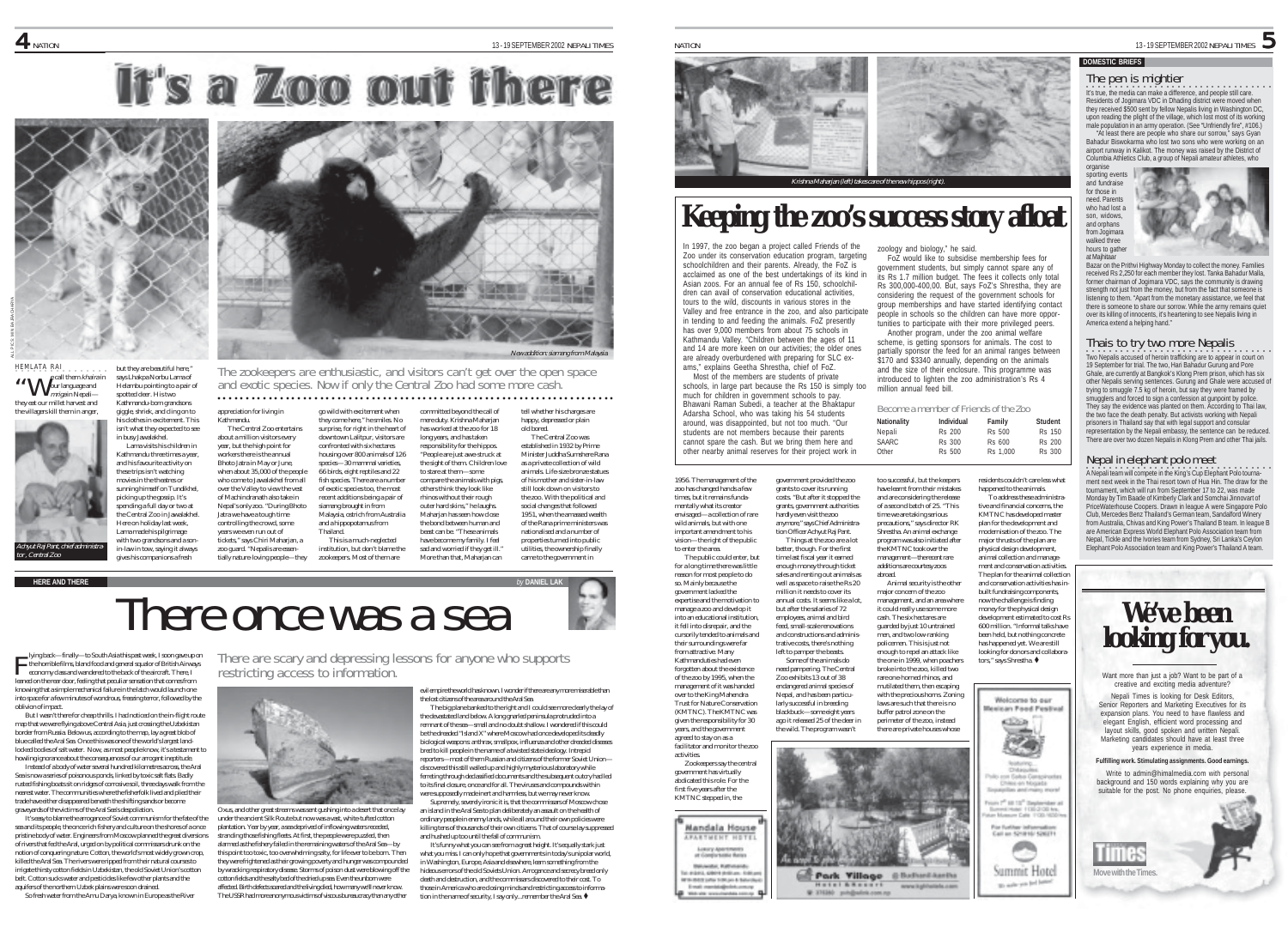# It's a Zoo out there

*New addition: siamang from Malaysia*

*Achyut Raj Pant, chief administrator, Central Zoo*

ALL PICS: MIN BAJRACHARYA

## The zookeepers are enthusiastic, and visitors can't get over the open space and exotic species. Now if only the Central Zoo had some more cash.

HEMLATA RAI

"We call them *kharain* in our language and *mrigain* in Nepali—they eat our millet harvest and the villagers kill them in anger, but they are beautiful here," says Lhakpa Norbu Lama of Helambu pointing to a pair of spotted deer. His two Kathmandu-born grandsons giggle, shriek, and cling on to his clothes in excitement. This isn't what they expected to see in busy Jawalakhel.

Lama visits his children in Kathmandu three times a year, and his favourite activity on these trips isn't watching movies in the theatres or sunning himself on Tundikhel, picking up the gossip. It's spending a full day or two at the Central Zoo in Jawalakhel. Here on holiday last week, Lama made his pilgrimage with two grandsons and a son-in-law in tow, saying it always gives his companions a fresh appreciation for living in Kathmandu.

The Central Zoo entertains about a million visitors every year, but the high point for workers there is the annual Bhoto Jatra in May or June, when about 35,000 of the people who come to Jawalakhel from all over the Valley to view the vest of Machindranath also take in Nepal's only zoo. "During Bhoto Jatra we have a tough time controlling the crowd, some years we even run out of tickets," says Chiri Maharjan, a zoo guard. "Nepalis are essentially nature-loving people—they go wild with excitement when they come here," he smiles. No surprise, for right in the heart of downtown Lalitpur, visitors are confronted with six hectares housing over 800 animals of 126 species—30 mammal varieties, 66 birds, eight reptiles and 22 fish species. There are a number of exotic species too, the most recent additions being a pair of siamang brought in from Malaysia, ostrich from Australia and a hippopotamus from Thailand.

This is a much-neglected institution, but don't blame the zookeepers. Most of them are committed beyond the call of mere duty. Krishna Maharjan has worked at the zoo for 18 long years, and has taken responsibility for the hippos. "People are just awe-struck at the sight of them. Children love to stare at them—some compare the animals with pigs, others think they look like rhinos without their rough outer hard skins," he laughs. Maharjan has seen how close the bond between human and beast can be. "These animals have become my family. I feel sad and worried if they get ill." More than that, Maharjan can tell whether his charges are happy, depressed or plain old bored.

The Central Zoo was established in 1932 by Prime Minister Juddha Sumshere Rana as a private collection of wild animals. Life-size bronze statues of his mother and sister-in-law still look down on visitors to the zoo. With the political and social changes that followed 1951, when the amassed wealth of the Rana prime ministers was nationalised and a number of properties turned into public utilities, the ownership finally came to the government in 1956. The management of the zoo has changed hands a few times, but it remains fundamentally what its creator envisaged—a collection of rare wild animals, but with one important amendment to his vision—the right of the public to enter the area.

The public could enter, but for a long time there was little reason for most people to do so. Mainly because the government lacked the expertise and the motivation to manage a zoo and develop it into an educational institution, it fell into disrepair, and the cursorily tended to animals and their surroundings were far from attractive. Many Kathmandu-ites had even forgotten about the existence of the zoo by 1995, when the management of it was handed over to the King Mahendra Trust for Nature Conservation (KMTNC). The KMTNC was given the responsibility for 30 years, and the government agreed to stay on as a facilitator and monitor the zoo activities.

Zookeepers say the central government has virtually abdicated this role. For the first five years after the KMTNC stepped in, the government provided the zoo grants to cover its running costs. "But after it stopped the grants, government authorities hardly even visit the zoo anymore," says Chief Administration Officer Achyut Raj Pant.

Things at the zoo are a lot better, though. For the first time last fiscal year it earned enough money through ticket sales and renting out animals as well as space to raise the Rs 20 million it needs to cover its annual costs. It seems like a lot, but after the salaries of 72 employees, animal and bird feed, small-scale renovations and constructions and administrative costs, there's nothing left to pamper the beasts.

Some of the animals do need pampering. The Central Zoo exhibits 13 out of 38 endangered animal species of Nepal, and has been particularly successful in breeding blackbuck—some eight years ago it released 25 of the deer in the wild. The program wasn't too successful, but the keepers have learnt from their mistakes and are considering the release of a second batch of 25. "This time we are taking serious precautions," says director RK Shrestha. An animal exchange program was also initiated after the KMTNC took over the management—there are rare additions are courtesy zoos abroad.

Animal security is the other major concern of the zoo management, and an area where it could really use some more cash. The six hectares are guarded by just 10 untrained men, and two low-ranking policemen. This is just not enough to repel an attack like the one in 1999, when poachers broke into the zoo, killed two rare one-horned rhinos, and mutilated them, then escaping with the precious horns. Zoning laws are such that there is no buffer patrol zone on the perimeter of the zoo, instead there are private houses whose residents couldn't care less what happened to the animals.

To address these administrative and financial concerns, the KMTNC has developed master plan for the development and modernisation of the zoo. The major thrusts of the plan are physical design development, animal collection and management and conservation activities. The plan for the animal collection and conservation activities has in-built fundraising components, now the challenge is finding money for the physical design development estimated to cost Rs 600 million. "Informal talks have been held, but nothing concrete has happened yet. We are still looking for donors and collaborators," says Shrestha. ♦

# Keeping the zoo's success story afloat

*Krishna Maharjan (left) takes care of the new hippos (right).*

In 1997, the zoo began a project called Friends of the Zoo under its conservation education program, targeting schoolchildren and their parents. Already, the FoZ is acclaimed as one of the best undertakings of its kind in Asian zoos. For an annual fee of Rs 150, schoolchildren can avail of conservation educational activities, tours to the wild, discounts in various stores in the Valley and free entrance in the zoo, and also participate in tending to and feeding the animals. FoZ presently has over 9,000 members from about 75 schools in Kathmandu Valley. "Children between the ages of 11 and 14 are more keen on our activities; the older ones are already overburdened with preparing for SLC exams," explains Geetha Shrestha, chief of FoZ.

Most of the members are students of private schools, in large part because the Rs 150 is simply too much for children in government schools to pay. Bhawani Raman Subedi, a teacher at the Bhaktapur Adarsha School, who was taking his 54 students around, was disappointed, but not too much. "Our students are not members because their parents cannot spare the cash. But we bring them here and other nearby animal reserves for their project work in zoology and biology," he said.

FoZ would like to subsidise membership fees for government students, but simply cannot spare any of its Rs 1.7 million budget. The fees it collects only total Rs 300,000-400,00. But, says FoZ's Shrestha, they are considering the request of the government schools for group memberships and have started identifying contact people in schools so the children can have more opportunities to participate with their more privileged peers.

Another program, under the zoo animal welfare scheme, is getting sponsors for animals. The cost to partially sponsor the feed for an animal ranges between $170 and $3340 annually, depending on the animals and the size of their enclosure. This programme was introduced to lighten the zoo administration's Rs 4 million annual feed bill.

### Become a member of Friends of the Zoo

| Nationality | Individual | Family | Student |
|---|---|---|---|
| Nepali | Rs 200 | Rs 500 | Rs 150 |
| SAARC | Rs 300 | Rs 600 | Rs 200 |
| Other | Rs 500 | Rs 1,000 | Rs 300 |

HERE AND THERE — by DANIEL LAK

# There once was a sea

## There are scary and depressing lessons for anyone who supports restricting access to information.

Flying back—finally—to South Asia this past week, I soon gave up on the horrible films, bland food and general squalor of British Airways economy class and wandered to the back of the aircraft. There, I leaned on the rear door, feeling that peculiar sensation that comes from knowing that a simple mechanical failure in the latch would launch one into space for a few minutes of wondrous, freezing terror, followed by the oblivion of impact.

But I wasn't there for cheap thrills. I had noticed on the in-flight route map that we were flying above Central Asia, just crossing the Uzbekistan border from Russia. Below us, according to the map, lay a great blob of blue called the Aral Sea. Once this was one of the world's largest land-locked bodies of salt water. Now, as most people know, it's a testament to howling ignorance about the consequences of our arrogant ineptitude.

Instead of a body of water several hundred kilometres across, the Aral Sea is now a series of poisonous ponds, linked by toxic salt flats. Badly rusted fishing boats sit on ridges of corrosive soil, three days walk from the nearest water. The communities where the fisherfolk lived and plied their trade have either disappeared beneath the shifting sands or become graveyards of the victims of the Aral Sea's despoliation.

It's easy to blame the arrogance of Soviet communism for the fate of the sea and its people, the once rich fishery and culture on the shores of a once pristine body of water. Engineers from Moscow planned the great diversions of rivers that fed the Aral, urged on by political commissars drunk on the notion of conquering nature. Cotton, the world's most widely grown crop, killed the Aral Sea. The rivers were ripped from their natural courses to irrigate thirsty cotton fields in Uzbekistan, the old Soviet Union's cotton belt. Cotton sucks water and pesticides like few other plants and the aquifers of the northern Uzbek plains were soon drained.

So fresh water from the Amu Darya, known in Europe as the River Oxus, and other great streams was sent gushing into a desert that once lay under the ancient Silk Route but now was a vast, white-tufted cotton plantation. Year by year, areas deprived of inflowing waters receded, stranding those fishing fleets. At first, the people were puzzled, then alarmed as the fishery failed in the remaining waters of the Aral Sea—by this point too toxic, too overwhelmingly salty, for life ever to be born. Then they were frightened as their growing poverty and hunger was compounded by wracking respiratory disease. Storms of poison dust were blowing off the cotton fields and the salty bed of the dried up sea. Even the unborn were affected. Birth defects soared and the living died, how many we'll never know. The USSR had more anonymous victims of vicious bureaucracy than any other evil empire the world has known. I wonder if there are any more miserable than the lost citizens of the areas around the Aral Sea.

The big plane banked to the right and I could see more clearly the lay of the devastated land below. A long gnarled peninsula protruded into a remnant of the sea—small and no doubt shallow. I wondered if this could be the dreaded "Island X" where Moscow had once developed its deadly biological weapons: anthrax, smallpox, influenza and other dreaded diseases bred to kill people in the name of a twisted state ideology. Intrepid reporters—most of them Russian and citizens of the former Soviet Union—discovered this still walled up and highly mysterious laboratory while ferreting through declassified documents and the subsequent outcry had led to its final closure, once and for all. The viruses and compounds within were supposedly made inert and harmless, but we may never know.

Supremely, severely ironic it is, that the commissars of Moscow chose an island in the Aral Sea to plan deliberately an assault on the health of ordinary people in enemy lands, while all around their own policies were killing tens of thousands of their own citizens. That of course lay suppressed and hushed up too until the fall of communism.

It's funny what you can see from a great height. It's equally stark just what you miss. I can only hope that governments in today's unipolar world, in Washington, Europe, Asia and elsewhere, learn something from the hideous errors of the old Soviets Union. Arrogance and secrecy breed only death and destruction, and the commissars discovered to their cost. To those in America who are closing minds and restricting access to information in the name of security, I say only...remember the Aral Sea. ♦

## DOMESTIC BRIEFS

### The pen is mightier

It's true, the media can make a difference, and people still care. Residents of Jogimara VDC in Dhading district were moved when they received $500 sent by fellow Nepalis living in Washington DC, upon reading the plight of the village, which lost most of its working male population in an army operation. (See "Unfriendly fire", #106.)

"At least there are people who share our sorrow," says Gyan Bahadur Biswokarma who lost two sons who were working on an airport runway in Kalikot. The money was raised by the District of Columbia Athletics Club, a group of Nepali amateur athletes, who organise sporting events and fundraise for those in need. Parents who had lost a son, widows, and orphans from Jogimara walked three hours to gather at Majhitaar Bazar on the Prithvi Highway Monday to collect the money. Families received Rs 2,250 for each member they lost. Tanka Bahadur Malla, former chairman of Jogimara VDC, says the community is drawing strength not just from the money, but from the fact that someone is listening to them. "Apart from the monetary assistance, we feel that there is someone to share our sorrow. While the army remains quiet over its killing of innocents, it's heartening to see Nepalis living in America extend a helping hand."

### Thais to try two more Nepalis

Two Nepalis accused of heroin trafficking are to appear in court on 19 September for trial. The two, Hari Bahadur Gurung and Pore Ghale, are currently at Bangkok's Klong Prem prison, which has six other Nepalis serving sentences. Gurung and Ghale were accused of trying to smuggle 7.5 kg of heroin, but say they were framed by smugglers and forced to sign a confession at gunpoint by police. They say the evidence was planted on them. According to Thai law, the two face the death penalty. But activists working with Nepali prisoners in Thailand say that with legal support and consular representation by the Nepali embassy, the sentence can be reduced. There are over two dozen Nepalis in Klong Prem and other Thai jails.

### Nepal in elephant polo meet

A Nepali team will compete in the King's Cup Elephant Polo tournament next week in the Thai resort town of Hua Hin. The draw for the tournament, which will run from September 17 to 22, was made Monday by Tim Baade of Kimberly Clark and Somchai Jinnovart of PriceWaterhouse Coopers. Drawn in league A were Singapore Polo Club, Mercedes Benz Thailand's German team, Sandalford Winery from Australia, Chivas and King Power's Thailand B team. In league B are American Express World Elephant Polo Association team from Nepal, Tickle and the Ivories team from Sydney, Sri Lanka's Ceylon Elephant Polo Association team and King Power's Thailand A team.

# We've been looking for you.

Want more than just a job? Want to be part of a creative and exciting media adventure?

Nepali Times is looking for Desk Editors, Senior Reporters and Marketing Executives for its expansion plans. You need to have flawless and elegant English, efficient word processing and layout skills, good spoken and written Nepali. Marketing candidates should have at least three years experience in media.

**Fulfilling work. Stimulating assignments. Good earnings.**

Write to admin@himalmedia.com with personal background and 150 words explaining why you are suitable for the post. No phone enquiries, please.

Times — Move with the Times.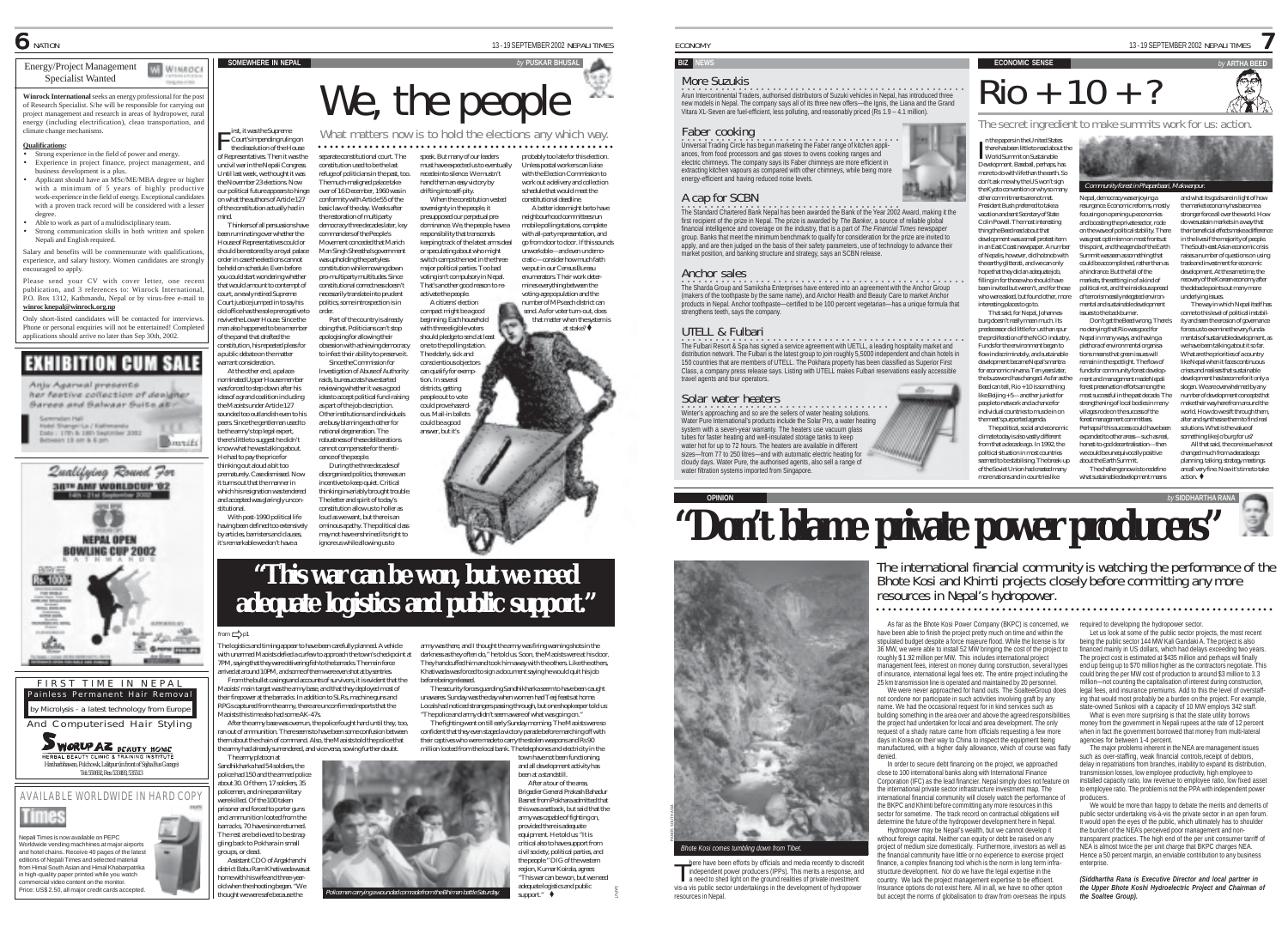## Energy/Project Management Specialist Wanted

**Winrock International** seeks an energy professional for the post of Research Specialist. S/he will be responsible for carrying out project management and research in areas of hydropower, rural energy (including electrification), clean transportation, and climate change mechanisms.

**Qualifications:**

- Strong experience in the field of power and energy.
- Experience in project finance, project management, and business development is a plus.
- Applicant should have an MSc/ME/MBA degree or higher with a minimum of 5 years of highly productive work-experience in the field of energy. Exceptional candidates with a proven track record will be considered with a lesser degree.
- Able to work as part of a multidisciplinary team.
- Strong communication skills in both written and spoken Nepali and English required.

Salary and benefits will be commensurate with qualifications, experience, and salary history. Women candidates are strongly encouraged to apply.

Please send your CV with cover letter, one recent publication, and 3 references to: Winrock International, P.O. Box 1312, Kathmandu, Nepal or by virus-free e-mail to **winroc knepal@winrock.org.np**

Only short-listed candidates will be contacted for interviews. Phone or personal enquiries will not be entertained! Completed applications should arrive no later than Sep 30th, 2002.

EXHIBITION CUM SALE

Anju Agarwal presents her festive collection of designer Sarees and Salwaar Suits at Sammelan Hall, Hotel Shangri-La / Kathmandu. Date: 17th & 18th September 2002. Between 10 am & 8 pm.

Qualifying Round For 38th AMF WORLDCUP '02

NEPAL OPEN BOWLING CUP 2002

FIRST TIME IN NEPAL

Painless Permanent Hair Removal

by Microlysis - a latest technology from Europe

And Computerised Hair Styling

SWORUP AZ BEAUTY HOME

HERBAL BEAUTY CLINIC & TRAINING INSTITUTE

AVAILABLE WORLDWIDE IN HARD COPY

Nepali Times is now available on PEPC Worldwide vending machines at major airports and hotel chains. Receive 40 pages of the latest editions of Nepali Times and selected material from Himal South Asian and Himal Khabarpatrika in high-quality paper printed while you watch commercial video content on the monitor. Price: US$ 2.50, all major credit cards accepted.

SOMEWHERE IN NEPAL — *by* **PUSKAR BHUSAL**

# We, the people

## What matters now is to hold the elections any which way.

First, it was the Supreme Court's impending ruling on the dissolution of the House of Representatives. Then it was the uncivil war in the Nepali Congress. Until last week, we thought it was the November 23 elections. Now our political future appears to hinge on what the authors of Article 127 of the constitution actually had in mind.

Thinkers of all persuasions have been ruminating over whether the House of Representatives could or should be restored by a royal palace order in case the elections cannot be held on schedule. Even before you could start wondering whether that would amount to contempt of court, a newly retired Supreme Court justice jumped in to say his old office has the sole prerogative to revive the Lower House. Since the man also happened to be a member of the panel that drafted the constitution, his interpretation pleads for a public debate on the matter warrant consideration.

At the other end, a palace-nominated Upper House member was forced to step down after his idea of a grand coalition including the Maoists under Article 127 sounded too outlandish even to his peers. Since the gentleman used to be the army's top legal expert, there's little to suggest he didn't know what he was talking about. He had to pay the price for thinking out aloud a bit too prematurely. Case dismissed. Now it turns out that the manner in which his resignation was tendered and accepted was glaringly unconstitutional.

With post-1990 political life having been defined too extensively by articles, barristers and clauses, it's remarkable we don't have a separate constitutional court. The constitution used to be the last refuge of politicians in the past, too. The much-maligned palace take-over of 16 December, 1960 was in conformity with Article 55 of the basic law of the day. Weeks after the restoration of multi-party democracy three decades later, key commanders of the People's Movement conceded that Marich Man Singh Shrestha's government was upholding the partyless constitution while mowing down pro-multiparty multitudes. Since constitutional correctness doesn't necessarily translate into prudent politics, some introspection is in order.

Part of the country is already doing that. Politicians can't stop apologising for allowing their obsession with achieving democracy to infect their ability to preserve it.

Since the Commission for Investigation of Abuse of Authority raids, bureaucrats have started reviewing whether it was a good idea to accept political fund-raising as part of the job description. Other institutions and individuals are busy blaming each other for national degeneration. The robustness of these deliberations cannot compensate for the reticence of the people.

During the three decades of disorganised politics, there was an incentive to keep quiet. Critical thinking invariably brought trouble. The letter and spirit of today's constitution allow us to holler as loud as we want, but there is an ominous apathy. The political class may not have enshrined its right to ignore us while allowing us to speak. But many of our leaders must have expected us to eventually recede into silence. We must n't hand them an easy victory by drifting into self-pity.

When the constitution vested sovereignty in the people, it presupposed our perpetual pre-dominance. We, the people, have a responsibility that transcends keeping track of the latest arms deal or speculating about who might switch camps the next in the three major political parties. Too bad voting isn't compulsory in Nepal. That's another good reason to re-activate the people.

A citizens' election compact might be a good beginning. Each household with three eligible voters should pledge to send at least one to the polling station. The elderly, sick and conscientious objectors can qualify for exemption. In several districts, getting people out to vote could prove hazardous. Mail-in ballots could be a good answer, but it's probably too late for this election. Unless postal workers can liaise with the Election Commission to work out a delivery and collection schedule that would meet the constitutional deadline.

A better idea might be to have neighbourhood committees run mobile polling stations, complete with all-party representation, and go from door to door. If this sounds unworkable—and even undemocratic—consider how much faith we put in our Census Bureau enumerators. Their work determines everything between the voting-age population and the number of MPs each district can send. As for voter turn-out, does that matter when the system is at stake? ♦

# "This war can be won, but we need adequate logistics and public support."

from ⇨p1

The logistics and timing appear to have been carefully planned. A vehicle with unarmed Maoists defied a curfew to approach the town's checkpoint at 7PM, saying that they were delivering fish to the barracks. The main force arrived at around 10PM, and some of them were even stuck by sentries.

From the bullet casings and accounts of survivors, it is evident that the Maoists' main target was the army base, and that they deployed most of their firepower at the barracks. In addition to SLRs, machineguns and RPGs captured from the army, there are unconfirmed reports that the Maoists this time also had some AK-47s.

After the army base was overrun, the police fought hard until they, too, ran out of ammunition. There seems to have been some confusion between them about the chain of command. Also, the Maoists told the police that the army had already surrendered, and vice versa, sowing further doubt.

The army platoon at Sandhikharka had 54 soldiers, the police had 150 and the armed police about 30. Of them, 17 soldiers, 35 policemen, and nine paramilitary were killed. Of the 100 taken prisoner and forced to porter guns and ammunition looted from the barracks, 70 have since returned. The rest are believed to be straggling back to Pokhara in small groups, or dead.

Assistant CDO of Argakhanchi district Babu Ram Khatiwada was at home with his wife and three-year-old when the shooting began. "We thought we were safe because the army was there, and I thought the army was firing warning shots in the darkness as they often do," he told us. Soon, the Maoists were at his door. They handcuffed him and took him away with the others. Like the others, Khatiwada was forced to sign a document saying he would quit his job before being released.

The security forces guarding Sandhikharka seem to have been caught unawares. Sunday was the day when women had Teej feasts at home. Locals had noticed strangers passing through, but one shopkeeper told us: "The police and army didn't seem aware of what was going on."

The fighting went on till early Sunday morning. The Maoists were so confident that they even staged a victory parade before marching off with their captives who were made to carry the stolen weapons and Rs 90 million looted from the local bank. The telephones and electricity in the town have not been functioning, and all development activity has been at a standstill.

After a tour of the area, Brigadier General Prakash Bahadur Basnet from Pokhara admitted that this was a setback, but said that the army was capable of fighting on, provided there is adequate equipment. He told us: "It is critical also to have support from civil society, political parties, and the people." DIG of the western region, Kumar Koirala, agrees: "This war can be won, but we need adequate logistics and public support." ♦

*Policeman carrying a wounded comrade from the Bhiman battle Saturday.*

BIZ NEWS

### More Suzukis

Arun Intercontinental Traders, authorised distributors of Suzuki vehicles in Nepal, has introduced three new models in Nepal. The company says all of its three new offers—the Ignis, the Liana and the Grand Vitara XL-Seven are fuel-efficient, less polluting, and reasonably priced (Rs 1.9 – 4.1 million).

### Faber cooking

Universal Trading Circle has begun marketing the Faber range of kitchen appliances, from food processors and gas stoves to ovens cooking ranges and electric chimneys. The company says its Faber chimneys are more efficient in extracting kitchen vapours as compared with other chimneys, while being more energy-efficient and having reduced noise levels.

### A cap for SCBN

The Standard Chartered Bank Nepal has been awarded the Bank of the Year 2002 Award, making it the first recipient of the prize in Nepal. The prize is awarded by *The Banker*, a source of reliable global financial intelligence and coverage on the industry, that is a part of *The Financial Times* newspaper group. Banks that meet the minimum benchmark to qualify for consideration for the prize are invited to apply, and are then judged on the basis of their safety parameters, use of technology to advance their market position, and banking structure and strategy, says an SCBN release.

### Anchor sales

The Sharda Group and Samiksha Enterprises have entered into an agreement with the Anchor Group (makers of the toothpaste by the same name), and Anchor Health and Beauty Care to market Anchor products in Nepal. Anchor toothpaste—certified to be 100 percent vegetarian—has a unique formula that strengthens teeth, says the company.

### UTELL & Fulbari

The Fulbari Resort & Spa has signed a service agreement with UETLL, a leading hospitality market and distribution network. The Fulbari is the latest group to join roughly 5,5000 independent and chain hotels in 150 countries that are members of UTELL. The Pokhara property has been classified as Superior First Class, a company press release says. Listing with UTELL makes Fulbari reservations easily accessible travel agents and tour operators.

### Solar water heaters

Winter's approaching and so are the sellers of water heating solutions. Water Pure International's products include the Solar Pro, a water heating system with a seven-year warranty. The heaters use vacuum glass tubes for faster heating and well-insulated storage tanks to keep water hot for up to 72 hours. The heaters are available in different sizes—from 77 to 250 litres—and with automatic electric heating for cloudy days. Water Pure, the authorised agents, also sell a range of water filtration systems imported from Singapore.

ECONOMIC SENSE — *by* **ARTHA BEED**

# Rio + 10 + ?

## The secret ingredient to make summits work for us: action.

In the papers in the United States there has been little to read about the World Summit on Sustainable Development. Baseball, perhaps, has more to do with life than the earth. So don't ask me why the US won't sign the Kyoto convention or why so many other commitments are not met. President Bush preferred to take a vacation and sent Secretary of State Colin Powell. The most interesting thing the Beed read about that development was a small protest item in an East Coast newspaper. A number of Nepalis, however, did hobnob with the earthy glitterati, and we can only hope that they did an adequate job, filling in for those who should have been invited but weren't, and for those who were asked, but found other, more interesting places to go to.

That said, for Nepal, Johannesburg doesn't really mean much. Its predecessor did little for us than spur the proliferation of the NGO industry. Funds for the environment began to flow indiscriminately, and sustainable development became Nepal's mantra for economic nirvana. Ten years later, the buzzword has changed. As far as the Beed can tell, Rio +10 is something like Beijing +5—another junket for people to network and a chance for individual countries to muscle in on the meet's purported agenda.

The political, social and economic climate today is also vastly different from that a decade ago. In 1992, the political situation in most countries seemed to be stabilising. The break-up of the Soviet Union had created many more nations and in countries like Nepal, democracy was enjoying a resurgence. Economic reforms, mostly focusing on opening up economies and boosting the private sector, rode on the wave of political stability. There was great optimism on most fronts at this point, and the agenda of the Earth Summit was seen as something that could be accomplished, rather than as a hindrance. But the fall of the markets, the settling in of a kind of political rot, and the insidious spread of terrorism easily relegated environmental and sustainable development issues to the backburner.

Don't get the Beed wrong. There's no denying that Rio was good for Nepal in many ways, and having a plethora of environmental organisations means that green issues will remain in the spotlight. The flow of funds for community forest development and management made Nepali forest preservation efforts among the most successful in the past decade. The strengthening of local bodies in many villages rode on the success of the forest management committees. Perhaps if this success could have been expanded to other areas—such as real, honest-to-god decentralisation—then we could be unequivocally positive about the Earth Summit.

The challenge now is to redefine what sustainable development means and what its goals are in light of how the market economy has become a stronger force all over the world. How do we sustain markets in a way that their beneficial effects make a difference in the lives of the majority of people. The South-east Asian economic crisis raises a number of questions on using trade and investment for economic development. At the same time, the recovery of the Korean economy after the debacle points out many more underlying issues.

The way in which Nepal itself has come to this level of political instability and seen the erosion of governance forces us to examine the very fundamentals of sustainable development, as we have been talking about it so far. What are the priorities of a country like Nepal when it faces continuous crises and realises that sustainable development has become for it only a slogan. We are overwhelmed by any number of development concepts that make their way here from around the world. How do we sift through them, alter and synthesise them to find real solutions. What is the value of something like Jo'burg for us?

All that said, the core issue has not changed much and the road to sage planning, talking, strategy meetings are all very fine. Now it's time to take action. ♦

*Community forest in Phaparbari, Makwanpur.*

OPINION — *by* **SIDDHARTHA RANA**

# "Don't blame private power producers"

## The international financial community is watching the performance of the Bhote Kosi and Khimti projects closely before committing any more resources in Nepal's hydropower.

There have been efforts by officials and media recently to discredit independent power producers (IPPs). This merits a response, and a need to shed light on the ground realities of private investment vis-a-vis public sector undertakings in the development of hydropower resources in Nepal.

As far as the Bhote Kosi Power Company (BKPC) is concerned, we have been able to finish the project pretty much on time and within the stipulated budget despite a force majeure flood. While the license is for 36 MW, we were able to install 52 MW bringing the cost of the project to roughly $ 1.92 million per MW. This includes international project management fees, interest on money during construction, several types of insurance, international legal fees etc. The entire project including the 25 km transmission line is operated and maintained by 20 personnel.

We were never approached for hand outs. The SoalteeGroup does not condone nor participate in such activities involving graft by any name. We had the occasional request for in kind services such as building something in the area over and above the agreed responsibilities the project had undertaken for local and area development. The only request of a shady nature came from officials requesting a few more days in Korea on their way to China to inspect the equipment being manufactured, with a higher daily allowance, which of course was flatly denied.

In order to secure debt financing on the project, we approached close to 100 international banks along with International Finance Corporation (IFC) as the lead financier. Nepal simply does not feature on the international private sector infrastructure investment map. The international financial community will closely watch the performance of the BKPC and Khimti before committing any more resources in this sector for sometime. The track record on contractual obligations will determine the future of the hydropower development here in Nepal.

Hydropower may be Nepal's wealth, but we cannot develop it without foreign capital. Neither can equity or debt be raised on any project of medium size domestically. Furthermore, investors as well as the financial community have little or no experience to exercise project finance, a complex financing tool which is the norm in long term infrastructure development. Nor do we have the legal expertise in the country. We lack the project management expertise to be efficient. Insurance options do not exist here. All in all, we have no other option but accept the norms of globalisation to draw from overseas the inputs required to developing the hydropower sector.

Let us look at some of the public sector projects, the most recent being the public sector 144 MW Kali Gandaki A. The project is also financed mainly in US dollars, which had delays exceeding two years. The project cost is estimated at $435 million and perhaps will finally end up being up to $70 million higher as the contractors negotiate. This could bring the per MW cost of production to around $3 million to 3.3 million—not counting the capitalisation of interest during construction, legal fees, and insurance premiums. Add to this the level of overstaffing that would most probably be a burden on the project. For example, state-owned Sunkosi with a capacity of 10 MW employs 342 staff.

What is even more surprising is that the state utility borrows money from the government in Nepali rupees at the rate of 12 percent when in fact the government borrowed that money from multi-lateral agencies for between 1-4 percent.

The major problems inherent in the NEA are management issues such as over-staffing, weak financial controls, receipt of debtors, delay in repatriations from branches, inability to expand its distribution, transmission losses, low employee productivity, high employee to installed capacity ratio, low revenue to employee ratio, low fixed asset to employee ratio. The problem is not the PPA with independent power producers.

We would be more than happy to debate the merits and demerits of public sector undertaking vis-à-vis the private sector in an open forum. It would open the eyes of the public, which ultimately has to shoulder the burden of the NEA's perceived poor management and non-transparent practices. The high end of the per unit consumer tariff of NEA is almost twice the per unit charge that BKPC charges NEA. Hence a 50 percent margin, an enviable contribution to any business enterprise.

*(Siddhartha Rana is Executive Director and local partner in the Upper Bhote Koshi Hydroelectric Project and Chairman of the Soaltee Group).*

*Bhote Kosi comes tumbling down from Tibet.*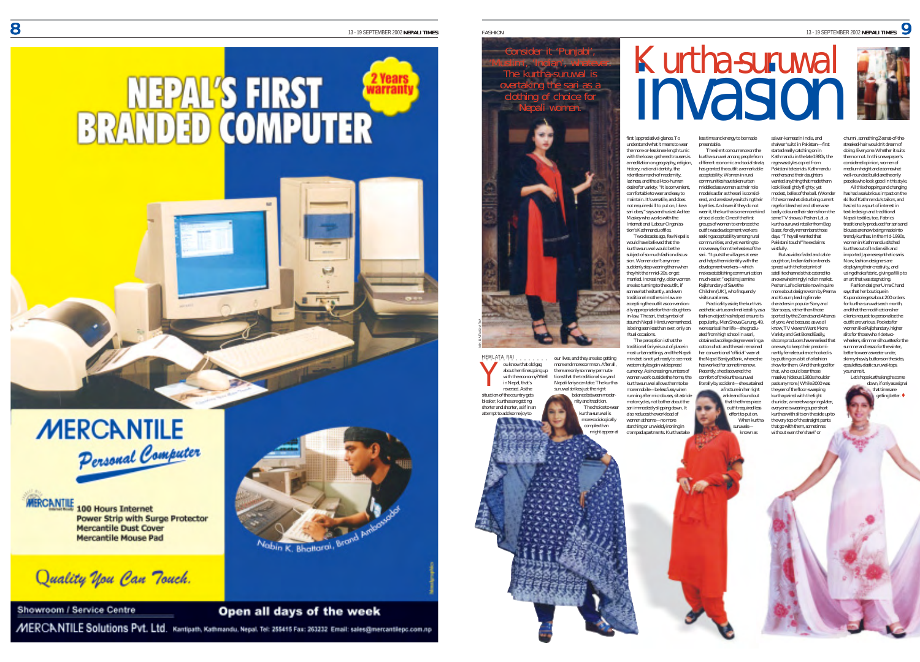NEPAL'S FIRST BRANDED COMPUTER

2 Years warranty

MERCANTILE Personal Computer

100 Hours Internet
Power Strip with Surge Protector
Mercantile Dust Cover
Mercantile Mouse Pad

Nabin K. Bhattarai, Brand Ambassador

Quality You Can Touch.

Showroom / Service Centre

Open all days of the week

MERCANTILE Solutions Pvt. Ltd. Kantipath, Kathmandu, Nepal. Tel: 255415 Fax: 263232 Email: sales@mercantilepc.com.np

FASHION

# Kurtha-suruwal invasion

Consider it 'Punjabi', 'Muslim', 'Indian', whatever: The kurtha-suruwal is overtaking the sari as a clothing of choice for Nepali women.

HEMLATA RAI

You know that old gag about hemlines going up with the economy? Well in Nepal, that's reversed. As the situation of the country gets bleaker, kurthas are getting shorter and shorter, as if in an attempt to add some joy to our lives, and they are also getting more and more common. After all, there are only so many permutations that the traditional six-yard Nepali fariya can take. The kurtha-suruwal strikes just the right balance between modernity and tradition.

The choice to wear kurtha-suruwal is more sociologically complex than might appear at first (appreciative) glance. To understand what it means to wear the more-or-less knee-length tunic with the loose, gathered trousers is a meditation on geography, religion, history, national identity, the relentless march of modernity, laziness, and the all-too-human desire for variety. "It is convenient, comfortable to wear and easy to maintain. It's versatile, and does not require skill to put on, like a sari does," says a enthusiast Aditee Maskey who works with the International Labour Organisation's Kathmandu office.

Two decades ago, few Nepalis would have believed that the kurtha-suruwal would be the subject of so much fashion discussion. Women don't anymore suddenly stop wearing them when they hit their mid-20s, or get married. Increasingly, older women are also turning to the outfit, if somewhat hesitantly, and even traditional mothers-in-law are accepting the outfit as conventionally appropriate for their daughters-in-law. The sari, that symbol of staunch Nepali Hindu womanhood, is being seen less than ever, only on ritual occasions.

The perception is that the traditional fariya is out of place in most urban settings, and the Nepali mindset is not yet ready to see most western styles gain widespread currency. As increasing numbers of women work outside the home, the kurtha-suruwal allows them to be more mobile—be less fussy when running after microbuses, sit astride motorcycles, not bother about the sari immodestly slipping down. It also reduces the workload of women at home—no more starching or unwieldy ironing in cramped apartments. Kurthas take less time and energy to be made presentable.

The silent concurrence on the kurtha-suruwal among people from different economic and social strata, has granted the outfit a remarkable acceptability. Women in rural communities have taken urban middle class women as their role models as far as the sari is considered, and are slowly switching their loyalties. And even if they do not wear it, the kurtha is one more kind of social code. One of the first groups of women to embrace the outfit was development workers seeking acceptability among rural communities, and yet wanting to move away from the hassles of the sari. "It puts the villagers at ease and helps them identify with the development workers—which makes establishing communication much easier," explains Jasmine Rajbhandary of Save the Children (UK), who frequently visits rural areas.

Practicality aside, the kurtha's aesthetic virtue and malleability as a fashion object has helped ensure its popularity. Man Shova Gurung, 49, wore saris all her life—she graduated from high school in a sari, obtained a college degree wearing a cotton dhoti and the sari remained her conventional 'official' wear at the Nepal Bank Ltd., where she has worked for some time now. Recently, she discovered the comfort of the kurtha-suruwal literally by accident—she sustained a fracture in her right ankle and found out that the three-piece outfit required less effort to put on.

When kurtha-suruwals—known as salwar-kameez in India, and shalwar 'suits' in Pakistan—first started really catching on in Kathmandu in the late 1980s, the rage was styles copied from Pakistani teleserials. Kathmandu mothers and their daughters wanted anything that made them look like slightly flighty, yet modest, belles of the ball. (Wonder if the somewhat disturbing current rage for bleached and otherwise badly coloured hair stems from the same TV shows.) Peshan Lal, a kurtha-suruwal retailer from Bag Bazar, fondly remembers those days. "They all wanted that Pakistani touch!" he exclaims wistfully.

But as video faded and cable caught on, Indian fashion trends spread with the footprint of satellite channels that catered to an overwhelmingly Indian market. Peshan Lal's clientele now inquire more about designs worn by Prerna and Kusum, leading female characters in popular Sony and Star soaps, rather than those sported by the Zeenats and Afsanas of yore. And because, as we all know, TV viewers Want More Variety and Get Bored Easily, sitcom producers have realised that one way to keep their predominantly female audience hooked is by putting on a bit of a fashion show for them. (And thank god for that, who could bear those massive, hideous 1980s shoulder pads anymore.) While 2000 was the year of the floor-sweeping kurtha paired with the tight churidar, a mere two springs later, everyone is wearing super short kurthas with slits on the side up to the very top of the straight pants that go with them, sometimes without even the 'shawl' or chunni, something Zeenat-of-the-streaked-hair wouldn't dream of doing. Everyone. Whether it suits them or not. In this newspaper's considered opinion, women of medium height and a somewhat well-rounded build are the only people who look good in this style.

All this chopping and changing has had a salubrious impact on the skills of Kathmandu's tailors, and has led to a spurt of interest in textile design and traditional Nepali textiles, too. Fabrics traditionally produced for saris and blouses are now being made into trendy kurthas. In the mid-1990s, women in Kathmandu stitched kurthas out of Indian silk and imported Japanese synthetic saris. Now, fashion designers are displaying their creativity, and using dhaka fabric, giving a fillip to an art that was stagnating.

Fashion designer Uma Chand says that her boutique in Kupondole gets about 200 orders for kurtha-suruwals each month, and that the modifications her clients request to personalise the outfit are various. Pockets for women like Rajbhandary, higher slits for those who ride two-wheelers, slimmer silhouettes for the summer and less so for the winter, better to wear a sweater under, skinny shawls, buttons on the sides, epaulettes, elastic suruwal-tops, you name it.

Let's hope kurtha lengths come down, if only as a signal that times are getting better. ♦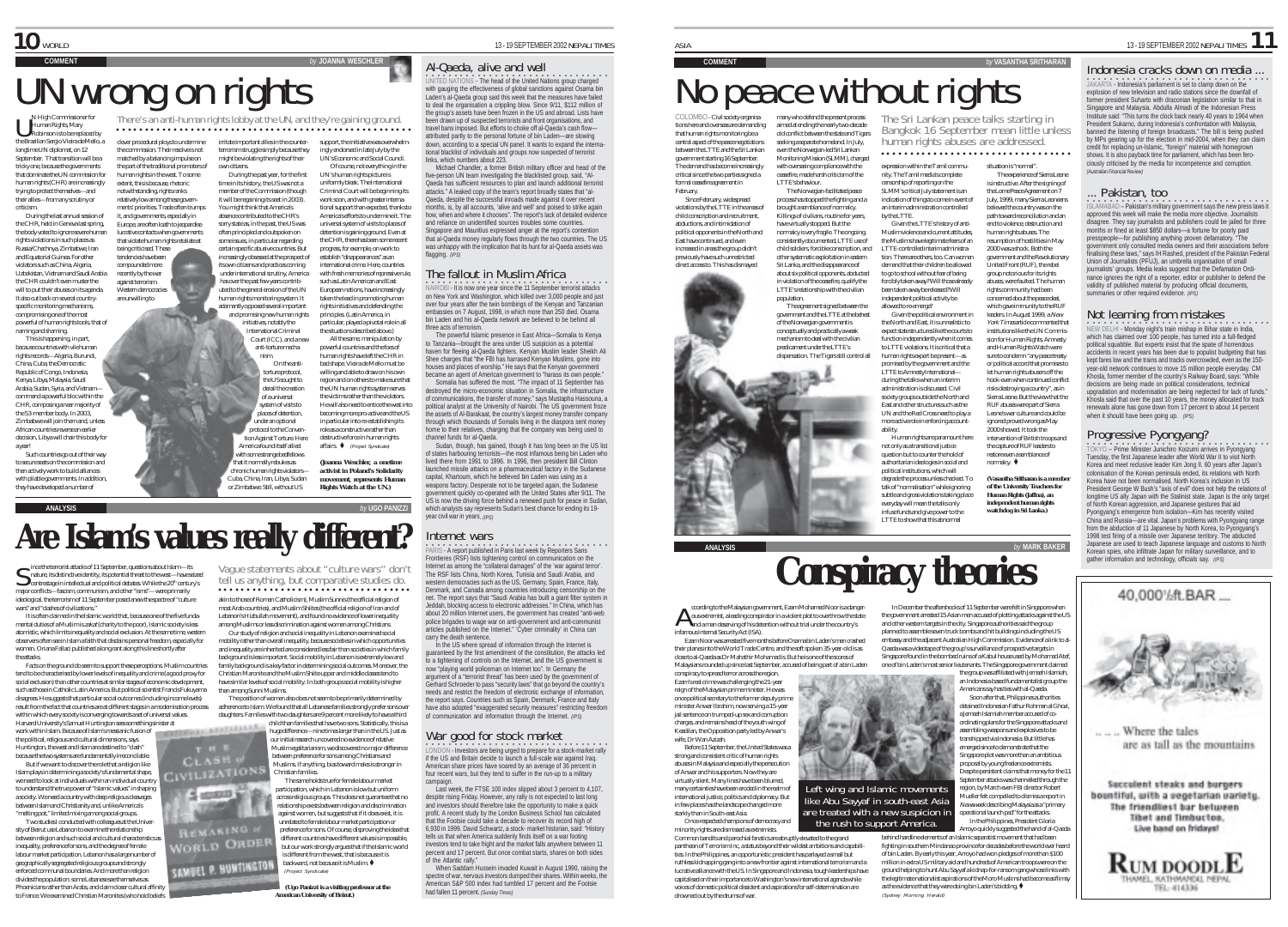COMMENT

*by* **JOANNA WESCHLER**

# UN wrong on rights

**There's an anti-human rights lobby at the UN, and they're gaining ground.**

UN High Commissioner for Human Rights, Mary Robinson is to be replaced by the Brazilian Sergio Vieira de Mello, a longtime UN diplomat, on 12 September. That transition will be a tricky one, because the governments that dominate the UN commission for human rights (CHR) are increasingly trying to protect themselves—and their allies—from any scrutiny or criticism.

During the last annual session of the CHR, held in Geneva last spring, the body voted to ignore severe human rights violations in such places as Russia/Chechnya, Zimbabwe, Iran and Equatorial Guinea. For other violators such as China, Algeria, Uzbekistan, Vietnam and Saudi Arabia the CHR couldn't even muster the will to put their abuses on its agenda. It also cut back on several country-specific monitoring mechanisms, compromising one of the most powerful of human rights tools, that of naming and shaming.

This is happening, in part, because countries with vile human rights records—Algeria, Burundi, China, Cuba, the Democratic Republic of Congo, Indonesia, Kenya, Libya, Malaysia, Saudi Arabia, Sudan, Syria, and Vietnam—command a powerful bloc within the CHR, comprising a near majority of the 53-member body. In 2003, Zimbabwe will join them and, unless African countries reverse their decision, Libya will chair this body for a year!

Such countries go out of their way to secure seats on the commission and then actively work to build alliances with pliable governments. In addition, they have developed a number of clever procedural ploys to undermine the commission. Their resolve is not matched by a balancing impulse on the part of the traditional promoters of human rights in the west. To some extent, this is because, rhetoric notwithstanding, rights ranks relatively low among these governments' priorities. Trade often trumps it, and governments, especially in Europe, are often loath to jeopardise lucrative contacts when governments that violate human rights retaliate at being criticised. These tendencies have been compounded more recently by the war against terrorism. Western democracies are unwilling to irritate important allies in the counter-terrorism struggle simply because they might be violating the rights of their own citizens.

During the past year, for the first time in its history, the US was not a member of the Commission (though it will be regaining its seat in 2003). You might think that America's absence on this and the other CHR's sorry states as, in the past, the US was often principled and outspoken on some issues, in particular regarding certain specific abusive countries. But increasingly obsessed at the prospect of its own citizens and practices coming under international scrutiny, America has over the past few years contributed to the general erosion of the UN human rights monitoring system. It adamantly opposed several important and promising new human rights initiatives, notably the International Criminal Court (ICC), and a new anti-torture mechanism.

On the anti-torture protocol, the US sought to derail the creation of a universal system of visits to places of detention, under an optional protocol to the Convention Against Torture. Here America found itself allied with some strange bedfellows that it normally rebukes as chronic human rights violators—Cuba, China, Iran, Libya, Sudan or Zimbabwe. Still, without US support, the initiative was overwhelmingly endorsed in late July by the UN's Economic and Social Council.

Of course, not everything in the UN human rights picture is uniformly bleak. The international Criminal Court will be beginning its work soon, and with greater international support than expected, thanks to the work of dedicated states. The universal system of visits to places of detention is gaining ground. Even at the CHR, there has been some recent progress, for example, on work to establish "disappearances" as an international crime. Here, countries with fresh memories of repressive rule, such as Latin American and East European nations, have increasingly taken the lead in promoting human rights initiatives and defending the principles (Latin America, in particular, played a pivotal role in all the situations described above).

All the same, in rich regions, the UN human rights system serves the victims rather than the violators. He will also need to entice the west into becoming more pro-active and the US in particular into re-establishing its role as a constructive rather than destructive force in human rights affairs. ♦ *(Project Syndicate)*

**(Joanna Weschler, a onetime activist in Poland's Solidarity movement, represents Human Rights Watch at the UN.)**

## Al-Qaeda, alive and well

UNITED NATIONS - The head of the United Nations group charged with gauging the effectiveness of global sanctions against Osama bin Laden's al-Qaeda group said this week that the measures have failed to deal the organisation a crippling blow. Since 9/11, $112 million of the group's assets have been frozen in the US and abroad. Lists have been drawn up of suspected terrorists and front organisations, and travel bans imposed. But efforts to choke off al-Qaeda's cash flow—attributed partly to the personal fortune of bin Laden—are slowing down, according to a special UN panel. It wants to expand the international blacklist of individuals and groups now suspected of terrorist links, which numbers about 223.

Michael Chandler, a former British military officer and head of the five-person UN team investigating the blacklisted group, said, "Al-Qaeda has sufficient resources to plan and launch additional terrorist attacks." A leaked copy of the team's report broadly states that "al-Qaeda, despite the successful inroads made against it over recent months, is, by all accounts, 'alive and well' and poised to strike again how, when and where it chooses". The report's lack of detailed evidence and reliance on unidentified sources troubles some countries. Singapore and Mauritius expressed anger at the report's contention that al-Qaeda money regularly flows through the two countries. The US was unhappy with the implication that its hunt for al-Qaeda assets was flagging. *(IPS)*

## The fallout in Muslim Africa

NAIROBI - It is now one year since the 11 September terrorist attacks on New York and Washington, which killed over 3,000 people and just over four years after the twin bombings of the Kenyan and Tanzanian embassies on 7 August, 1998, in which more than 250 died. Osama bin Laden and his al-Qaeda network are believed to be behind all three acts of terrorism.

The powerful Islamic presence in East Africa—Somalia to Kenya to Tanzania—brought the area under US suspicion as a potential haven for fleeing al-Qaeda fighters. Kenyan Muslim leader Sheikh Ali Shee charges that "the FBI has harassed Kenyan Muslims, gone into houses and places of worship." He says that the Kenyan government became an agent of American government to "harass its own people."

Somalia has suffered the most. "The impact of 11 September has destroyed the micro-economic situation in Somalia, the infrastructure of communications, the transfer of money," says Mustapha Hassouna, a political analyst at the University of Nairobi. The US government froze the assets of Al-Barakaat, the country's largest money transfer company through which thousands of Somalis living in the diaspora sent money home to their relatives, charging that the company was being used to channel funds for al-Qaeda.

Sudan, though, has gained, though it has long been on the US list of states harbouring terrorists—the most infamous being bin Laden who lived there from 1991 to 1996. In 1996, then president Bill Clinton launched missile attacks on a pharmaceutical factory in the Sudanese capital, Khartoum, which he believed bin Laden was using as a weapons factory. Desperate not to be targeted again, the Sudanese government quickly co-operated with the United States after 9/11. The US is now the driving force behind a renewed push for peace in Sudan, which analysts say represents Sudan's best chance for ending its 19-year civil war in years. *(IPS)*

## Internet wars

PARIS - A report published in Paris last week by Reporters Sans Frontieres (RSF) lists tightening control on communication on the Internet as among the "collateral damages" of the 'war against terror'. The RSF lists China, North Korea, Tunisia and Saudi Arabia, and western democracies such as the US, Germany, Spain, France, Italy, Denmark, and Canada among countries introducing censorship on the net. The report says that "Saudi Arabia has built a giant filter system in Jeddah, blocking access to electronic addresses." In China, which has about 20 million Internet users, the government has created "anti-web police brigades to wage war on anti-government and anti-communist articles published on the Internet." 'Cyber criminality' in China can carry the death sentence.

In the US where spread of information through the Internet is guaranteed by the first amendment of the constitution, the attacks led to a tightening of controls on the Internet, and the US government is now "playing world policeman on Internet too". In Germany the argument of a "terrorist threat" has been used by the government of Gerhard Schroeder to pass "security laws" that go beyond the country's needs and restrict the freedom of electronic exchange of information, the report says. Countries such as Spain, Denmark, France and Italy have also adopted "exaggerated security measures" restricting freedom of communication and information through the Internet. *(IPS)*

## War good for stock market

LONDON - Investors are being urged to prepare for a stock-market rally if the US and Britain decide to launch a full-scale war against Iraq. American share prices have soared by an average of 36 percent in four recent wars, but they tend to suffer in the run-up to a military campaign.

Last week, the FTSE 100 index slipped about 3 percent to 4,107, despite rising Friday. However, any rally is not expected to last long and investors should therefore take the opportunity to make a quick profit. A recent study by the London Business School has calculated that the Footsie could take a decade to recover its record high of 6,930 in 1999. David Schwartz, a stock- market historian, said: "History tells us that when America suddenly finds itself on a war footing investors tend to take fright and the market falls anywhere between 11 percent and 17 percent. But once combat starts, shares on both sides of the Atlantic rally."

When Saddam Hussein invaded Kuwait in August 1990, raising the spectre of war, nervous investors dumped their shares. Within weeks, the American S&P 500 index had tumbled 17 percent and the Footsie had fallen 11 percent. *(Sunday Times)*

ANALYSIS

*by* **UGO PANIZZI**

# Are Islam's values really different?

**Vague statements about "culture wars" don't tell us anything, but comparative studies do.**

Since the terrorist attacks of 11 September, questions about Islam—its nature, its distinctive identity, its potential threat to the west—have seized centre stage in intellectual and political debates. While the 20th century's major conflicts—fascism, communism, and other "isms"—were primarily ideological, the terrorism of 11 September posed anew the spectre of "culture wars" and "clashes of civilizations."

It is often claimed in the Islamic world that, because one of the five fundamental tenets of all Muslims is zakat (charity to the poor), Islamic society is less atomistic, which limits inequality and social exclusion. At the same time, western observers often see in Islam a faith that disdains personal freedom, especially for women. Oriana Fallaci published a long rant along this line shortly after the attacks.

Facts on the ground do seem to support these perceptions. Muslim countries tend to be characterised by lower levels of inequality and crime (a good proxy for social exclusion) than other countries at similar stages of economic development, such as those in Catholic Latin America. But political scientist Francis Fukuyama disagrees. He suggests that particular social outcomes (including income levels) result from the fact that countries are at different stages in a modernisation process within which every society is converging towards a set of universal values.

Harvard University's Samuel Huntington sees something sinister at work within Islam. Because of Islam's monastic fusion of the political, religious and cultural dimensions, says Huntington, the west and Islam are destined to "clash" because the two systems are fundamentally irreconcilable.

But if we want to discover the role that a religion like Islam plays in determining a society's fundamental shape, we need to look at individuals within an individual country to understand the true power of "Islamic values" in shaping a society. We need a country with deep religious cleavages between Islam and Christianity and, unlike America's "melting pot," limited mixing among social groups.

Two studies I conducted with colleagues at the University of Beirut use Lebanon to examine the relationship between religion and such social and cultural characteristics as inequality, preference for sons, and the degree of female labour market participation. Lebanon has a large number of geographically segregated religious groups and strongly enforced communal boundaries. And more than religion divides the population: some Lebanese see themselves as Phoenicians rather than Arabs, and claim close cultural affinity to France. We examined Christian Maronites (who hold beliefs akin to those of Roman Catholicism), Muslim Sunnis (the official religion of most Arab countries), and Muslim Shiites (the official religion of Iran and of Lebanon's Hizbullah movement), and found no evidence of lower inequality among Muslims or less discrimination against women among Christians.

Our study of religion and social inequality in Lebanon examined social mobility rather than overall inequality, because societies in which opportunities and inequality are inherited are considered less fair than societies in which family background is less important. Social mobility in Lebanon is relatively low and family background is a key factor in determining social outcomes. Moreover, the Christian Maronites and the Muslim Shiite upper and middle classes tend to have similar levels of social mobility. In both groups social mobility is higher than among Sunni Muslims.

The position of women also does not seem to be primarily determined by adherence to Islam. We found that all Lebanese families strongly prefer sons over daughters. Families with two daughters are 9 percent more likely to have a third child than families that have two sons. Statistically, this is a huge difference—nine times larger than in the US. Just as our initial research uncovered no evidence of relative Muslim egalitarianism, we discovered no major difference between preference for sons among Christians and Muslims. If anything, bias toward males is stronger in Christian families.

The same holds true for female labour market participation, which in Lebanon is low but uniform across religious groups. This does not guarantee that no relationship exists between religion and discrimination against women, but suggests that if it does exist, it is unrelated to female labour market participation or preference for sons. Of course, disproving the idea that different countries have different values is impossible, but our work strongly argues that if the Islamic world is different from the west, that is because it is backward, not because it is Muslim. ♦ *(Project Syndicate)*

**(Ugo Panizzi is a visiting professor at the American University of Beirut.)**

COMMENT

*by* **VASANTHA SRITHARAN**

# No peace without rights

**The Sri Lankan peace talks starting in Bangkok 16 September mean little unless human rights abuses are addressed.**

COLOMBO - Civil society organisations here and overseas are demanding that human rights monitoring be a central aspect of the peace negotiations between the LTTE and the Sri Lankan government starting 16 September. The demand has become increasingly critical since the two parties signed a formal ceasefire agreement in February.

Since February, widespread violations by the LTTE in the areas of child conscription and recruitment, abductions, and intimidation of political opponents in the North and East have continued, and even increased in areas the group didn't previously have such unrestricted direct access to. This has dismayed many who defend the present process aimed at ending the nearly two-decade old conflict between the state and Tigers seeking a separate homeland. In July, even the Norwegian-led Sri Lankan Monitoring Mission (SLMM), charged with overseeing compliance with the ceasefire, made harsh criticism of the LTTE's behaviour.

The Norwegian-facilitated peace process has stopped the fighting and a brought a semblance of normalcy. Killing of civilians, routine for years, have virtually stopped. But the normalcy is very fragile. The ongoing, consistently documented, LTTE use of child soldiers, forcible conscription, and other systematic exploitation in eastern Sri Lanka, and the disappearance of about six political opponents, abducted in violation of the ceasefire, qualify the LTTE's relationship with the civilian population.

The agreements signed between the government and the LTTE at the behest of the Norwegian government is conceptually and practically a weak mechanism to deal with the civilian predicament under the LTTE's dispensation. The Tigers still control all expression within the Tamil community. The Tamil media's complete censorship of reporting on the SLMM's critical July statement is an indication of things to come in event of an interim administration controlled by the LTTE.

Given the LTTE's history of anti-Muslim violence and current attitudes, the Muslims have legitimate fears of an LTTE-controlled interim administration. There are others, too. Can women demand that their children be allowed to go to school without fear of being forcibly taken away? Will those already been taken away be released? Will independent political activity be allowed to re-emerge?

Given the political environment in the North and East, it is unrealistic to expect state structures like the courts to function independently when it comes to LTTE violations. It is critical that a human rights expert be present—as promised by the government and the LTTE to Amnesty International—during the talks when an interim administration is discussed. Civil society groups outside the North and East and other structures such as the UN and the Red Cross need to play a more active role in enforcing accountability.

Human rights are paramount here not only as a transitional justice question but to curve the trends of authoritarian ideologies in social and political institutions, which will degrade the process unless checked. To talk of "normalisation" while ignoring subtle and grave violations taking place everyday will mean the state slowly infuse fundamental give power to the LTTE to show that this abnormal situation is "normal".

The experience of Sierra Leone is instructive. After the signing of the Lomé Peace Agreement on 7 July, 1999, many Sierra Leoneans believed the country was on the path toward reconciliation and an end to violence, destruction and human rights abuses. The resumption of hostilities in May 2000 was a shock. Both the government and the Revolutionary United Front (RUF), the rebel group notorious for its rights abuses, were faulted. The human rights community had been concerned about the peace deal, which gave immunity to the RUF leaders. In August 1999, a *New York Times* editorial commented that institutions like the UN Commission for Human Rights, Amnesty and Human Rights Watch were sure to condemn "any peace treaty or political accord that promises to let human rights abusers off the hook even when continued conflict risks destroying a country", as in Sierra Leone. But the view that the RUF abuses were part of Sierra Leone's war culture and could be ignored proved wrong as May 2000 showed. It took the intervention of British troops and the capture of RUF leaders to restore a semblance of normalcy. ♦

**(Vasantha Sritharan is a member of the University Teachers for Human Rights (Jaffna), an independent human rights watchdog in Sri Lanka.)**

ANALYSIS

*by* **MARK BAKER**

# Conspiracy theories

According to the Malaysian government, Ezam Mohamed Noor is a dangerous extremist, a leading conspirator in a violent plot to overthrow the state and a man deserving of his detention without trial under the country's infamous Internal Security Act (ISA).

Ezam Noor was arrested five months before Osama bin Laden's men crashed their planes into the World Trade Centre, and the soft spoken 35-year-old was close to al-Qaeda as Dr Mahathir Mohamad is. But he is one of the scores of Malaysians rounded up since last September, accused of being part of a bin Laden conspiracy to spread terror across the region.

Ezam's real crime was challenging the 21-year reign of the Malaysian prime minister. He was once political secretary to the former deputy prime minister Anwar Ibrahim, now serving his 15-year jail sentence on trumped-up sex and corruption charges, and remains head of the youth wing of Keadilan, the Opposition party led by Anwar's wife, Dr Wan Azizah.

Before 11 September, the United States was a strong and consistent critic of human rights abuses in Malaysia and especially the persecution of Anwar and his supporters. Now they are virtually silent. Many lines have been blurred, many certainties have been eroded in the realm of international justice, politics and diplomacy. But in few places has the landscape changed more starkly than in South-east Asia.

Once respected champions of democracy and minority rights are dismissed as extremists. Common bandits and provincial fanatics are abruptly elevated to the grand pantheon of Terrorism Inc, a status beyond their wildest ambitions and capabilities. In the Philippines, an opportunistic president has parlayed a small but ruthless kidnapping gang into a new frontier against international terrorism and a lucrative alliance with the US. In Singapore and Indonesia, tough leaderships have capitalised on their importance to Washington's new international agenda while voices of domestic political dissident and aspirations for self-determination are drowned out by the drums of war.

**Left wing and Islamic movements like Abu Sayyaf in south-east Asia are treated with a new suspicion in the rush to support America.**

In December the aftershocks of 11 September were felt in Singapore when the government arrested 15 Asian men accused of plotting attacks against the US and other western targets in the city. Singapore authorities said the group planned to assemble seven truck bombs and hit buildings including the US embassy and the adjacent Australian High Commission. Evidence of a link to al-Qaeda was a video tape of the group's surveillance of prospective targets in Singapore found in the bombed ruins of a Kabul house used by Mohamed Atef, one of bin Laden's most senior lieutenants. The Singapore government claimed the group was affiliated with Jemaah Islamiah, an Indonesia-based fundamentalist group the Americans say has ties with al-Qaeda.

Soon after that, Philippines authorities detained Indonesian Fathur Rohman al Ghozi, a Jemaah Islamiah member accused of co-ordinating plans for the Singapore attacks and assembling weapons and explosives to be transhipped via Indonesia. But little has emerged since to demonstrate that the Singapore plot was more than an ambitious proposal by young freelance extremists. Despite persistent claims that money for the 11 September attacks was channelled through the region, by March even FBI director Robert Mueller felt compelled to dismiss as a report in Newsweek describing Malaysia as a "primary operational launch pad" for the attacks.

In the Philippines, President Gloria Arroyo quickly suggested the hand of al-Qaeda behind hardline elements of an Islamic separatist movement that had been fighting in southern Mindanao province for decades before the world ever heard of bin Laden. By early this year, Arroyo had won pledges of more than $100 million in extra US military aid and hundreds of American troops were on the ground helping to hunt Abu Sayyaf a kidnap-for-ransom gang whose links with the legitimate national ist aspirations of the Moro Muslims had become as flimsy as the evidence that they were doing bin Laden's bidding. ♦ *(Sydney Morning Herald)*

## Indonesia cracks down on media ...

JAKARTA - Indonesia's parliament is set to clamp down on the explosion of new television and radio stations since the downfall of former president Suharto with draconian legislation similar to that in Singapore and Malaysia. Abdulla Almadi of the Indonesian Press Institute said: "This turns the clock back nearly 40 years to 1964 when President Sukarno, during Indonesia's confrontation with Malaysia, banned the listening of foreign broadcasts." The bill is being pushed by MPs gearing up for the election in mid-2004, when they can claim credit for replacing un-Islamic, "foreign" material with homegrown shows. It is also payback time for parliament, which has been ferociously criticised by the media for incompetence and corruption. *(Australian Financial Review)*

## ... Pakistan, too

ISLAMABAD – Pakistan's military government says the new press laws it approved this week will make the media more objective. Journalists disagree. They say journalists and publishers could be jailed for three months or fined at least $800 dollars—a fortune for poorly paid pressepeople—for publishing anything proven defamatory. "The government only consulted media owners and their associations before finalising these laws," says IH Rashed, president of the Pakistan Federal Union of Journalists (PFUJ), an umbrella organisation of small journalists' groups. Media leaks suggest that the Defamation Ordinance ignores the right of a reporter, editor or publisher to defend the validity of published material by producing official documents, summaries or other required evidence. *(IPS)*

## Not learning from mistakes

NEW DELHI - Monday night's train mishap in Bihar state in India, which has claimed over 100 people, has turned into a full-fledged political squabble. But experts insist that the spate of horrendous accidents in recent years has been due to populist budgeting that has kept fares low and the trains and tracks overcrowded, even as the 150-year-old network continues to move 15 million people everyday. CM Khosla, former member of the country's Railway Board, says: "While decisions are being made on political considerations, technical upgradation and modernisation are being neglected for lack of funds." Khosla said that over the past 10 years, the money allocated for track renewals alone has gone down from 17 percent to about 14 percent when it should have been going up. *(IPS)*

## Progressive Pyongyang?

TOKYO – Prime Minister Junichiro Koizumi arrives in Pyongyang Tuesday, the first Japanese leader after World War II to visit North Korea and meet reclusive leader Kim Jong Il. 60 years after Japan's colonisation of the Korean peninsula ended, its relations with North Korea have not been normalised. North Korea's inclusion in US President George W Bush's "axis of evil" does not help the relations of longtime US ally Japan with the Stalinist state. Japan is the only target of North Korean aggression, and Japanese gestures that aid Pyongyang's emergence from isolation—Kim has recently visited China and Russia—are vital. Japan's problems with Pyongyang range from the abduction of 11 Japanese by North Korea, to Pyongyang's 1998 test firing of a missile over Japanese territory. The abducted Japanese are used to teach Japanese language and customs to North Korean spies, who infiltrate Japan for military surveillance, and to gather information and technology, officials say. *(IPS)*

40,000 ft. BAR ....

..... Where the tales are as tall as the mountains

Succulent steaks and burgers bountiful, with a vegetarian variety. The friendliest bar between Tibet and Timbuctoo. Live band on fridays!

RUM DOODLE
THAMEL, KATHMANDU, NEPAL
TEL: 414336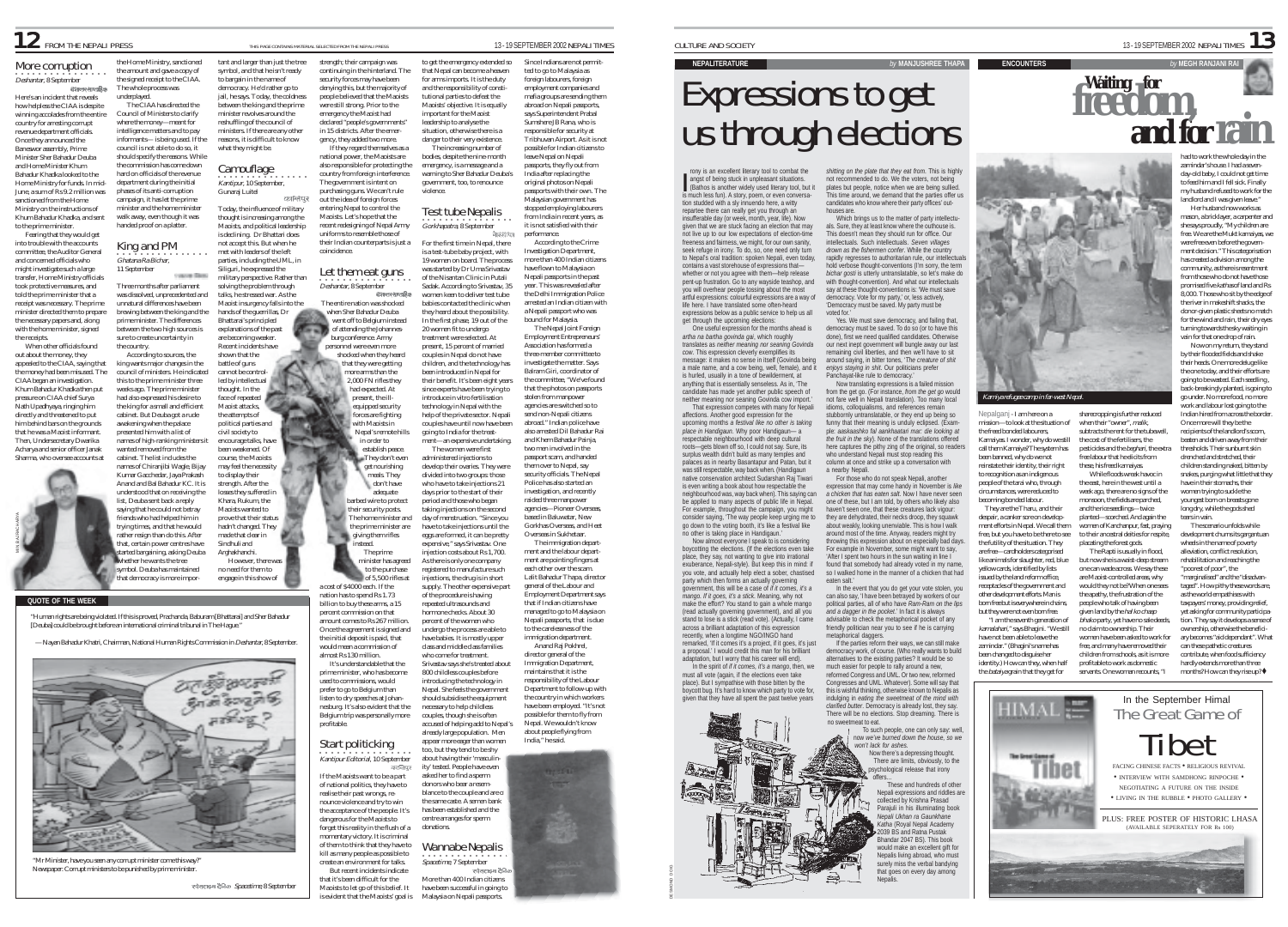# FROM THE NEPALI PRESS

THIS PAGE CONTAINS MATERIAL SELECTED FROM THE NEPALI PRESS

## More corruption

*Deshantar*, 8 September

देशान्तर साप्ताहिक

Here's an incident that reveals how helpless the CIAA is despite winning accolades from the entire country for arresting corrupt revenue department officials. Once they announced the Baneswor assembly, Prime Minister Sher Bahadur Deuba and Home Minister Khum Bahadur Khadka looked to the Home Ministry for funds. In mid-June, a sum of Rs 9.2 million was sanctioned from the Home Ministry on the instructions of Khum Bahadur Khadka, and sent to the prime minister.

Fearing that they would get into trouble with the accounts committee, the Auditor General and concerned officials who might investigate such a large transfer, Home Ministry officials took protective measures, and told the prime minister that a receipt was necessary. The prime minister directed them to prepare the necessary papers and, along with the home minister, signed the receipts.

When other officials found out about the money, they appealed to the CIAA, saying that the money had been misused. The CIAA began an investigation. Khum Bahadur Khadka then put pressure on CIAA chief Surya Nath Upadhyaya, ringing him directly and threatened to put him behind bars on the grounds that he was a Maoist informant. Then, Undersecretary Dwarika Acharya and senior officer Janak Sharma, who oversee accounts at the Home Ministry, sanctioned the amount and gave a copy of the signed receipt to the CIAA. The whole process was underplayed.

The CIAA has directed the Council of Ministers to clarify where the money—meant for intelligence matters and to pay informants—is being used. If the council is not able to do so, it should specify the reasons. While the commission has come down hard on officials of the revenue department during the initial phases of its anti-corruption campaign, it has let the prime minister and the home minister walk away, even though it was handed proof on a platter.

## King and PM

*Ghatana Ra Bichar*, 11 September

Three months after parliament was dissolved, unprecedented and unnatural differences have been brewing between the king and the prime minister. The differences between the two high sources is sure to create uncertainty in the country.

According to sources, the king wants major changes in the council of ministers. He indicated this to the prime minister three weeks ago. The prime minister had also expressed his desire to the king for a small and efficient cabinet. But Deuba got a rude awakening when the palace presented him with a list of names of high-ranking ministers it wanted removed from the cabinet. The list includes the names of Chiranjibi Wagle, Bijay Kumar Gaccheder, Jaya Prakash Anand and Bal Bahadur KC. It is understood that on receiving the list, Deuba sent back a reply saying that he could not betray friends who had helped him in trying times, and that he would rather resign than do this. After that, certain power centres have started bargaining, asking Deuba whether he wants the tree symbol. Deuba has maintained that democracy is more important and larger than just the tree symbol, and that he isn't ready to bargain in the name of democracy. He'd rather go to jail, he says. Today, the coldness between the king and the prime minister revolves around the reshuffling of the council of ministers. If there are any other reasons, it is difficult to know what they might be.

## Camouflage

*Kantipur*, 10 September

Gunaraj Luitel

कान्तिपुर

Today, the influence of military thought is increasing among the Maoists, and political leadership is declining. Dr Bhattarai does not accept this. But when he met with leaders of the left parties, including the UML, in Siliguri, he expressed the military perspective. Rather than solving the problem through talks, he stressed war. As the Maoist insurgency falls into the hands of the guerrillas, Dr Bhattarai's principled explanations of the past are becoming weaker. Recent incidents have shown that the battle of guns cannot be controlled by intellectual thought. In the face of repeated Maoist attacks, the attempts of political parties and civil society to encourage talks, have been weakened. Of course, the Maoists may feel the necessity to display their strength. After the losses they suffered in Khara, Rukum, the Maoists wanted to prove that their status hadn't changed. They made that clear in Sindhuli and Arghakhanchi.

However, there was no need for them to engage in this show of strength; their campaign was continuing in the hinterland. The security forces may have been denying this, but the majority of people believed that the Maoists were still strong. Prior to the emergency the Maoist had declared "people's governments" in 15 districts. After the emergency, they added two more.

If they regard themselves as a national power, the Maoists are also responsible for protecting the country from foreign interference. The government is intent on purchasing guns. We can't rule out the idea of foreign forces entering Nepal to control the Maoists. Let's hope that the recent redeploying of Nepal Army uniforms to resemble those of their Indian counterparts is just a coincidence.

## Let them eat guns

*Deshantar*, 8 September

देशान्तर साप्ताहिक

The entire nation was shocked when Sher Bahadur Deuba went off to Belgium instead of attending the Johannesburg conference. Army personnel were even more shocked when they heard that they were getting more arms than the 2,000 FN rifles they had expected. At present, the ill-equipped security forces are fighting with Maoists in Nepal's remote hills in order to establish peace. They don't even get nourishing meals. They don't have adequate barbed wire to protect their security posts. The home minister and the prime minister are giving them rifles instead.

The prime minister has agreed to the purchase of 5,500 rifles at a cost of $4000 each. If the nation has to spend Rs 1.73 billion to buy these arms, a 15 percent commission on that amount comes to Rs 267 million. Once the agreement is signed and the initial deposit is paid, that would mean a commission of almost Rs 130 million.

It's understandable that the prime minister, who has become used to commissions, would prefer to go to Belgium than listen to dry speeches at Johannesburg. It's also evident that the Belgium trip was personally more profitable.

## Start politicking

*Kantipur Editorial*, 10 September

कान्तिपुर

If the Maoists want to be a part of national politics, they have to realise their past wrongs, renounce violence and try to win the acceptance of the people. It's dangerous for the Maoists to forget this reality in the flush of a momentary victory. It is criminal of them to think that they have to kill as many people as possible to create an environment for talks.

But recent incidents indicate that it's been difficult for the Maoists to let go of this belief. It is evident that the Maoists' goal is to get the emergency extended so that Nepal can become a heaven for arms imports. It is the duty and the responsibility of constitutional parties to defeat the Maoists' objective. It is equally important for the Maoist leadership to analyse the situation, otherwise there is a danger to their very existence.

The increasing number of bodies, despite the nine month emergency, is a message and a warning to Sher Bahadur Deuba's government, too, to renounce violence.

## Test tube Nepalis

*Gorkhapatra*, 8 September

गोरखापत्र

For the first time in Nepal, there is a test-tube baby project, with 19 women on board. The process was started by Dr Uma Srivastav of the Nisantan Clinic in Putali Sadak. According to Srivastav, 35 women keen to deliver test tube babies contacted the clinic when they heard about the possibility. In the first phase, 19 out of the 20 women fit to undergo treatment were selected. At present, 15 percent of married couples in Nepal do not have children, and the technology has been introduced in Nepal for their benefit. It's been eight years since experts have been trying to introduce in vitro fertilisation technology in Nepal with the help of the private sector. Nepali couples have until now have been going to India for the treatment—an expensive undertaking.

The women were first administered injections to develop their ovaries. They were divided into two groups: those who have to take injections 21 days prior to the start of their period and those who began taking injections on the second day of menstruation. "Since you have to take injections until the eggs are formed, it can be pretty expensive," says Srivastav. One injection costs about Rs 1,700. As there is only one company registered to manufacture such injections, the drug is in short supply. The other expensive part of the procedure is having repeated ultrasounds and hormone checks. About 30 percent of the women who undergo the process are able to have babies. It is mostly upper class and middle class families who come for treatment. Srivastav says she's treated about 800 childless couples before introducing the technology in Nepal. She feels the government should subsidise the equipment necessary to help childless couples, though she is often accused of helping add to Nepal's already large population. Men appear more eager than women too, but they tend to be shy about having their 'masculinity' tested. People have even asked her to find a sperm donors who bear a resemblance to the couple and are of the same caste. A semen bank has been established and the centre arranges for sperm donations.

## Wannabe Nepalis

*Spacetime*, 7 September

स्पेसटाइम दैनिक

More than 400 Indian citizens have been successful in going to Malaysia on Nepali passports. Since Indians are not permitted to go to Malaysia as foreign labourers, foreign employment companies and mafia groups are sending them abroad on Nepali passports, says Superintendent Prabal Sumshere JB Rana, who is responsible for security at Tribhuvan Airport. As it is not possible for Indian citizens to leave Nepal on Nepali passports, they fly out from India after replacing the original photos on Nepali passports with their own. The Malaysian government has stopped employing labourers from India in recent years, as it is not satisfied with their performance.

According to the Crime Investigation Department, more than 400 Indian citizens have flown to Malaysia on Nepali passports in the past year. This was revealed after the Delhi Immigration Police arrested an Indian citizen with a Nepali passport who was bound for Malaysia.

The Nepal Joint Foreign Employment Entrepreneurs' Association has formed a three-member committee to investigate the matter. Says Balram Giri, coordinator of the committee, "We've found that the photos on passports stolen from manpower agencies are switched so to send non-Nepali citizens abroad." Indian police have also arrested Dil Bahadur Rai and Khem Bahadur Rai, two men involved in the passport scam, and handed them over to Nepal, say security officials. The Nepali Police has also started an investigation, and recently raided three manpower agencies—Pioneer Overseas, based in Baluwatar, New Gorkhas Overseas, and Heet Overseas in Sukhedar.

The immigration department and the labour department are pointing fingers at each other over the scam. Lalit Bahadur Thapa, director general of the Labour and Employment Department says that if Indian citizens have managed to go to Malaysia on Nepali passports, that is due to the carelessness of the immigration department. Anand Raj Pokhrel, director general of the Immigration Department, maintains that it is the responsibility of the Labour Department to follow-up with the country in which workers have been employed. "It's not possible for them to fly from Nepal. We wouldn't know about people flying from India," he said.

### QUOTE OF THE WEEK

"Human rights are being violated. If this is proved, Prachanda, Baburam [Bhattarai] and Sher Bahadur [Deuba] could be brought before an international criminal tribunal in The Hague."

— Nayan Bahadur Khatri, Chairman, National Human Rights Commission in *Deshantar*, 8 September.

"Mr Minister, have you seen any corrupt minister come this way?"
Newspaper: Corrupt ministers to be punished by prime minister.

स्पेसटाइम दैनिक *Spacetime*, 8 September

---

# CULTURE AND SOCIETY

NEPALITERATURE by MANJUSHREE THAPA

# Expressions to get us through elections

Irony is an excellent literary tool to combat the angst of being stuck in unpleasant situations. (Bathos is another widely used literary tool, but it is much less fun). A story, poem, or even conversation studded with a sly innuendo here, a witty repartee there can really get you through an insufferable day (or week, month, year, life). Now given that we are stuck facing an election that may not live up to our lowest expectations of election-time freeness and fairness, we might, for our own sanity, seek refuge in irony. To do, so, one need only turn to Nepal's oral tradition: spoken Nepali, even today, contains a vast storehouse of expressions that—whether or not you agree with them—help release pent-up frustration. Go to any wayside teashop, and you will overhear people tossing about the most artful expressions: colourful expressions are a way of life here. I have translated some often-heard expressions below as a public service to help us all get through the upcoming elections:

One useful expression for the months ahead is *artha na bartha govinda gai*, which roughly translates as *neither meaning nor seaning Govinda cow*. This expression cleverly exemplifies its message: it makes no sense in itself (Govinda being a male name, and a cow being, well, female), and it is hurled, usually in a tone of bewilderment, at anything that is essentially senseless. As in, 'The candidate has made yet another public speech of neither meaning nor seaning Govinda cow import.'

That expression competes with many for Nepali affections. Another good expression for the upcoming months a *festival like no other is taking place in Handigaun*. Why poor Handigaun—a respectable neighbourhood with deep cultural roots—gets blown off so, I could not say. Sure, its surplus wealth didn't build as many temples and palaces as in nearby Basantapur and Patan, but it was still respectable, way back when. (Handigaun native conservation architect Sudarshan Raj Tiwari is even writing a book about how respectable the neighbourhood was, way back when). This saying can be applied to many aspects of public life in Nepal. For example, throughout the campaign, you might consider saying, 'The way people keep urging me to go down to the voting booth, it's like a festival like no other is taking place in Handigaun.'

Now almost everyone I speak to is considering boycotting the elections. (If the elections even take place, they say, not wanting to give into irrational exuberance, Nepali-style). But keep this in mind if you vote, and actually help elect a sober, chastised party which then forms an actually governing government, this will be a case of *if it comes, it's a mango. If it goes, it's a stick*. Meaning, why not make the effort? You stand to gain a whole mango (read actually governing government), and all you stand to lose is a stick (read vote). (Actually, I came across a brilliant adaptation of this expression recently, when a longtime NGO/INGO hand remarked, 'If it comes it's a project, if it goes, it's just a proposal.' I would credit this man for his brilliant adaptation, but I worry that his career will end).

In the spirit of *if it comes, it's a mango*, then, we must all vote (again, if the elections even take place). But I sympathise with those bitten by the boycott bug. It's hard to know which party to vote for, given that they have all spent the past twelve years *shitting on the plate that they eat from*. This is highly not recommended to do. We the voters, not being plates but people, notice when we are being sullied. This time around, we demand that the parties offer us candidates who know where their party offices' outhouses are.

Which brings us to the matter of party intellectuals. Sure, they at least know where the outhouse is. This doesn't mean they should run for office. Our intellectuals. Such intellectuals. *Seven villages drown as the fishermen confer*. While the country rapidly regresses to authoritarian rule, our intellectuals hold verbose thought-conventions (I'm sorry, the term *bichar gosti* is utterly untranslatable, so let's make do with thought-convention). And what our intellectuals say at these thought-conventions is: 'We must save democracy. Vote for my party,' or, less actively, 'Democracy must be saved. My party must be voted for.'

Yes. We must save democracy, and failing that, democracy must be saved. To do so (or to have this done), first we need qualified candidates. Otherwise our next inept government will bungle away our last remaining civil liberties, and then we'll have to sit around saying, in bitter tones, 'The creature of *shit enjoys staying in shit*. Our politicians prefer Panchayat-like rule to democracy.'

Now translating expressions is a failed mission from the get go. (For instance, *from the get go* would not fare well in Nepali translation). Too many local idioms, colloquialisms, and references remain stubbornly untranslatable, or they end up being so funny that their meaning is unduly eclipsed. (Example: *aaskaashko fal aankhatari mar: die looking at the fruit in the sky*). None of the translations offered here captures the pithy zing of the original, so readers who understand Nepali must stop reading this column at once and strike up a conversation with a nearby Nepali.

For those who do not speak Nepali, another expression that may come handy in November is *like a chicken that has eaten salt*. Now I have never seen one of these, but I am told, by others who likely also haven't seen one, that these creatures lack vigour: they are dehydrated, their necks droop, they squawk about weakly, looking unenviable. This is how I walk around most of the time. Anyway, readers might try throwing this expression about on especially bad days. For example in November, some might want to say, 'After I spent two hours in the sun waiting in line I found that somebody had already voted in my name, so I walked home in the manner of a chicken that had eaten salt.'

In the event that you do get your vote stolen, you can also say, 'I have been betrayed by workers of our political parties, all of who have *Ram-Ram on the lips and a dagger in the pocket*.' In fact it is always advisable to check the metaphorical pocket of any friendly politician near you to see if he is carrying metaphorical daggers.

If the parties reform their ways, we can still make democracy work, of course. (Who really wants to build alternatives to the existing parties? It would be so much easier for people to rally around a new, reformed Congress and UML. Or two new, reformed Congresses and UML. Whatever). Some will say that this is wishful thinking, otherwise known to Nepalis as indulging in *eating the sweetmeat of the mind with clarified butter*. Democracy is already lost, they say. There will be no elections. Stop dreaming. There is no sweetmeat to eat.

To such people, one can only say: well, *now we've burned down the house, so we won't lack for ashes*.

Now there's a depressing thought. There are limits, obviously, to the psychological release that irony offers...

These and hundreds of other Nepali expressions and riddles are collected by Krishna Prasad Parajuli in his illuminating book *Nepali Ukhan ra Gaunkhane Katha* (Royal Nepal Academy 2039 BS and Ratna Pustak Bhandar 2047 BS). This book would make an excellent gift for Nepalis living abroad, who must surely miss the verbal bandying that goes on every day among Nepalis.

---

ENCOUNTERS by MEGH RANJANI RAI

# Waiting for freedom, and for rain

Kamaiya refugee camp in far-west Nepal.

Nepalganj - I am here on a mission—to look at the situation of the freed bonded labourers, Kamaiyas. I wonder, why do we still call them Kamaiyas? The system has been banned, why do we not reinstate their identity, their right to recognition as an indigenous people of the terai who, through circumstances, were reduced to becoming bonded labour.

They are the Tharu, and their despair, a canker sore on development efforts in Nepal. We call them free, but you have to be there to see the futility of the situation. They are free—cardholders categorised like animals for slaughter, red, blue, yellow cards, identified by lists issued by the land reform office, but they were not even born free.

"I am the seventh generation of *kamalahari*," says Bhagini. "We still have not been able to leave the *zamindar*." (Bhagini's name has been changed to disguise her identity.) How can they, when half the *batai* yergain that they get for sharecropping is further reduced when their "owner", *malik*, subtracts the rent for the tubewell, the cost of the fertilisers, the pesticides and the *beghari*, the extra free labour that he elicits from these freed *kamaiyas*.

While floods wreak havoc in the east, here in the west until a week ago, there are no signs of the monsoon, the fields are parched, and the rice seedlings—twice planted—scorched. And again the women of Kanchanpur, fast, praying to their ancestral deities for respite, placating the forest gods.

The Rapti is usually in flood, but now she is a waist-deep stream one can wade across. We say these are Maoist-controlled areas, why would they not be? When one sees the apathy, the frustration of the people who talk of having been given land by the *hal ko chaap bhako* party, yet have no sale deeds, no claim to ownership. Their women have been asked to work for free, and many have removed their children from schools, as it is more profitable to work as domestic servants. One woman recounts, "I had to work the whole day in the zamindar's house. I had a seven-day-old baby, I could not get time to feed him and I fell sick. Finally my husband refused to work for the landlord and I was given leave."

Her husband now works as mason, a brick layer, a carpenter and she says proudly, "My children are free. We are the Mukt kamaiyas, we were free even before the government decision." This categorisation has created a division among the community, as there is resentment from those who do not have those promised five *kathas* of land and Rs 8,000. Those who sit by the edge of the river in makeshift shacks, the donor-given plastic sheets no match for the wind and rain, their dry eyes turning towards the sky waiting in vain for that one drop of rain.

Now on my return, they stand by their flooded fields and shake their heads. One more deluge like the one today, and their efforts are going to be wasted. Each seedling, back-breakingly planted, is going to go under. No more food, no more work and labour. Lost going to the Indian hired from across the border. Once more will they be the recipients of the landlord's scorn, beaten and driven away from their thresholds. Their sunburnt skin drenched and stretched, their children standing naked, bitten by snakes, purging what little that they have in their stomachs, their women trying to suckle the youngest born on breasts gone long dry, while the gods shed tears in vain.

The scenario unfolds while development churns its gargantuan wheels in the name of poverty alleviation, conflict resolution, rehabilitation and reaching the "poorest of poor", the "marginalised" and the "disadvantaged". How glib these words are, as the world empathises with taxpayers' money, providing relief, yet allows for community participation. They say it develops a sense of ownership, otherwise the beneficiary becomes "aid dependant". What can the apathetic creatures contribute, when food sufficiency hardly extends more than three months? How can they rise up?

---

HIMAL

In the September Himal

The Great Game of

# Tibet

FACING CHINESE FACTS • RELIGIOUS REVIVAL • INTERVIEW WITH SAMDHONG RINPOCHE • NEGOTIATING A FUTURE ON THE INSIDE • LIVING IN THE RUBBLE • PHOTO GALLERY •

PLUS: FREE POSTER OF HISTORIC LHASA (AVAILABLE SEPERATELY FOR Rs 100)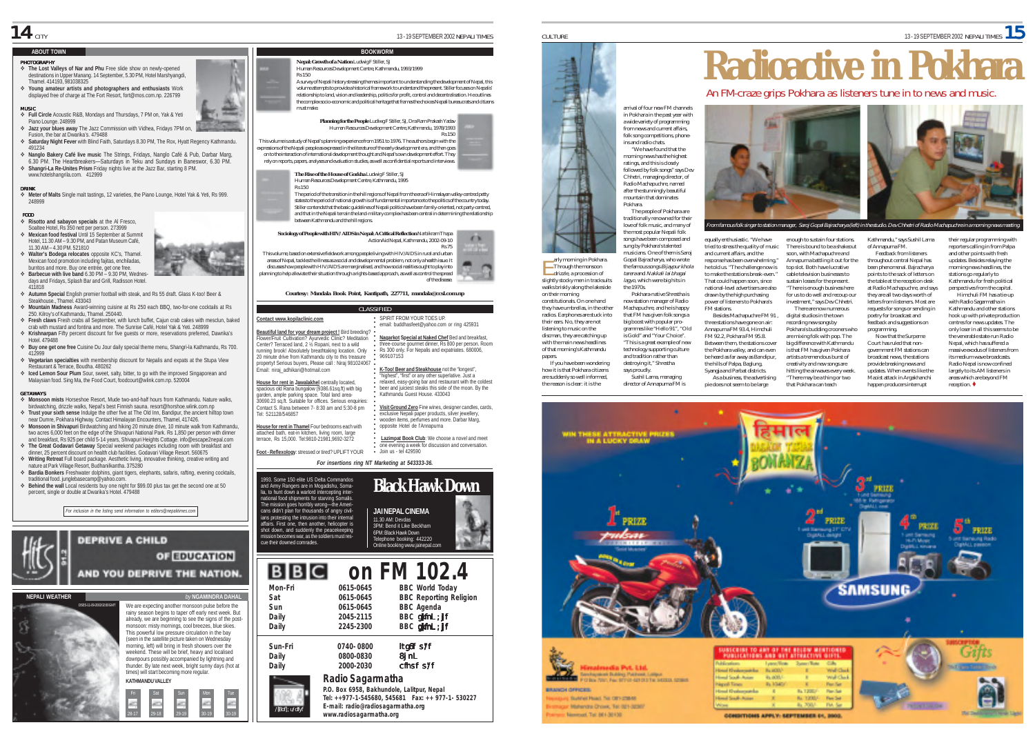## ABOUT TOWN

### PHOTOGRAPHY

- **The Lost Valleys of Nar and Phu** Free slide show on newly-opened destinations in Upper Manang. 14 September, 5.30 PM, Hotel Marshyangdi, Thamel. 414193, 981038325
- **Young amateur artists and photographers and enthusiasts** Work displayed free of charge at The Fort Resort, fort@mos.com.np. 226799

### MUSIC

- **Full Circle** Acoustic R&B, Mondays and Thursdays, 7 PM on, Yak & Yeti Piano Lounge. 248999
- **Jazz your blues away** The Jazz Commission with Vidhea, Fridays 7PM on, Fusion, the bar at Dwarika's. 479488
- **Saturday Night Fever** with Blind Faith, Saturdays 8.30 PM, The Rox, Hyatt Regency Kathmandu. 491234
- **Nanglo Bakery Café live music** The Strings, Fridays, Nanglo Café & Pub, Darbar Marg, 6.30 PM. The Heartbreakers—Saturdays in Teku and Sundays in Baneswor, 6.30 PM.
- **Shangri-La Re-Unites Prism** Friday nights live at the Jazz Bar, starting 8 PM. www.hotelshangrila.com. 412999

### DRINK

- **Meter of Malts** Single malt tastings, 12 varieties, the Piano Lounge, Hotel Yak & Yeti, Rs 999. 248999

### FOOD

- **Risotto and sabayon specials** at the Al Fresco, Soaltee Hotel, Rs 350 nett per person. 273999
- **Mexican food festival** Until 15 September at Summit Hotel, 11.30 AM – 9.30 PM, and Patan Museum Café, 11.30 AM – 4.30 PM. 521810
- **Walter's Bodega relocates** opposite KC's, Thamel. Mexican food promotion including fajitas, enchiladas, burritos and more. Buy one entrée, get one free.
- **Barbecue with live band** 6.30 PM – 9.30 PM, Wednesdays and Fridays, Splash Bar and Grill, Radisson Hotel. 411818
- **Autumn Special** English premier football with steak, and Rs 55 draft. Glass K-too! Beer & Steakhouse., Thamel. 433043
- **Mountain Madness** Award-winning cuisine at Rs 250 each BBQ, two-for-one cocktails at Rs 250. Kilroy's of Kathmandu, Thamel. 250440.
- **Fresh claws** Fresh crabs all September, with lunch buffet, Cajun crab cakes with mesclun, baked crab with mustard and fontina and more. The Sunrise Café, Hotel Yak & Yeti. 248999
- **Krishnarpan** Fifty percent discount for five guests or more, reservations preferred, Dwarika's Hotel. 479488
- **Buy one get one free** Cuisine Du Jour daily special theme menu, Shangri-la Kathmandu, Rs 700. 412999
- **Vegetarian specialties** with membership discount for Nepalis and expats at the Stupa View Restaurant & Terrace, Boudha. 480262
- **Iced Lemon Sour Plum** Sour, sweet, salty, bitter, to go with the improved Singaporean and Malaysian food. Sing Ma, the Food Court, foodcourt@wlink.com.np. 520004

### GETAWAYS

- **Monsoon mists** Horseshoe Resort, Mude two-and-half hours from Kathmandu. Nature walks, birdwatching, drizzle walks, Nepal's best Finnish sauna. resort@horshoe.wlink.com.np
- **Trust your sixth sense** Indulge the other five at The Old Inn, Bandipur, the ancient hilltop town near Dumre, Pokhara Highway. Contact Himalayan Encounters, Thamel, 417426.
- **Monsoon in Shivapuri** Birdwatching and hiking 20 minute drive, 10 minute walk from Kathmandu, two acres 6,000 feet on the edge of the Shivapuri National Park. Rs 1,850 per person with dinner and breakfast, Rs 925 per child 5-14 years, Shivapuri Heights Cottage. info@escape2nepal.com
- **The Great Godavari Getaway** Special weekend packages including room with breakfast and dinner, 25 percent discount on health club facilities. Godavari Village Resort. 560675
- **Writing Retreat** Full board package. Aesthetic living, innovative thinking, creative writing and nature at Park Village Resort, Budhanilkantha. 375280
- **Bardia Bonkers** Freshwater dolphins, giant tigers, elephants, safaris, rafting, evening cocktails, traditional food. junglebasecamp@yahoo.com.
- **Behind the wall** Local residents buy one night for $99.00 plus tax get the second one at 50 percent, single or double at Dwarika's Hotel. 479488

*For inclusion in the listing send information to editors@nepalitimes.com*

Hits 91.2 — DEPRIVE A CHILD OF EDUCATION AND YOU DEPRIVE THE NATION.

## NEPALI WEATHER
*by* **NGAMINDRA DAHAL**

We are expecting another monsoon pulse before the rainy season begins to taper off early next week. But already, we are beginning to see the signs of the post-monsoon: misty mornings, cool breezes, blue skies. This powerful low pressure circulation in the bay (seen in the satellite picture taken on Wednesday morning, left) will bring in fresh showers over the weekend. These will be brief, heavy and localised downpours possibly accompanied by lightning and thunder. By late next week, bright sunny days (hot at times) will start becoming more regular.

**KATHMANDU VALLEY**

| Fri | Sat | Sun | Mon | Tue |
|---|---|---|---|---|
| 28-17 | 29-18 | 29-19 | 30-19 | 30-19 |

## BOOKWORM

**Nepal: Growth of a Nation** Ludwig F Stiller, SJ
Human Resources Development Centre, Kathmandu, 1993/1999
Rs150

A survey of Nepali history stressing the events important to understanding the development of Nepal, this volume attempts to provide a historical framework to understand the present. Stiller focuses on Nepal's relationship to land, vision and leadership, politics for profit, control and decentralisation. He outlines the complex socio-economic and political heritage that frames the choices Nepali bureaucrats and citizens must make.

**Planning for the People** Ludwig F Stiller, SJ, Dr a Ram Prakash Yadav
Human Resources Development Centre, Kathmandu, 1978/1993
Rs150

This volume is a study of Nepal's planning experience from 1951 to 1976. The authors begin with the expressions of the Nepali people as expressed in the literature of the early development era, and then goes on to the interaction of international development thought and Nepal's own development effort. They rely on reports, papers, analyses and evaluation studies, as well as confidential reports and interviews.

**The Rise of the House of Gorkha** Ludwig F Stiller, SJ
Human Resources Development Centre, Kathmandu, 1995
Rs150

The period of the transition in the hill regions of Nepal from the era of Himalayan valley-centred petty states to the period of national growth is of fundamental importance to the politics of the country today. Stiller contends that the basic guidelines of Nepali politics have been family-oriented, not party-centred, and that in the Nepali terrain the land-military complex has been central in determining the relationship between Kathmandu and the hill regions.

**Sociology of People with HIV/AIDS in Nepal: A Critical Reflection** Nar Bikram Thapa
ActionAid Nepal, Kathmandu, 2002-09-10
Rs75

This volume, based on extensive fieldwork among people living with HIV/AIDS in rural and urban areas of Nepal, tackles the illness as a social and development problem, not only a health issue. It discusses how people with HIV/AIDS are marginalised, and how social realities ought to play into planning to help alleviate their situation through a rights-based approach, as well as control the spread of the disease.

**Courtesy: Mandala Book Point, Kantipath, 227711, mandala@ccsl.com.np**

## CLASSIFIED

**Contact www.kopilaclinic.com**

**Beautiful land for your dream project !** Bird breeding? Flower/Fruit Cultivation? Ayurvedic Clinic? Meditation Center? Terraced land, 2 ½ Ropani, next to a wild running brook! Absolutely breathtaking location. Only 20 minute drive from Kathmandu city to this treasure property! Serious buyers, Please call : Niraj 981024067 Email: niraj_adhikari@hotmail.com

**House for rent in Jawalakhel** centrally located, spacious old Rana bungalow (9386.61sq.ft) with big garden, ample parking space. Total land area-30690.23 sq.ft. Suitable for offices. Serious enquiries: Contact S. Rana between 7- 8:30 am and 5:30-8 pm Tel: 521128/546857

**House for rent in Thamel** Four bedrooms each with attached bath, eat-in kitchen, living room, large terrace, Rs 15,000. Tel:9810-21981,9692-3272

**Foot - Reflexology**: stressed or tired? UPLIFT YOUR SPIRIT FROM YOUR TOES UP. email: buddhasfeet@yahoo.com or ring 425931

**Nagarkot Special at Naked Chef** Bed and breakfast, three-course gourmet dinner, Rs 800 per person. Room Rs 300 only. For Nepalis and expatriates. 680006, 969107153

**K-Too! Beer and Steakhouse** not the "longest", "highest", "first" or any other superlative. Just a relaxed, easy-going bar and restaurant with the coldest beer and juiciest steaks this side of the moon. By the Kathmandu Guest House. 433043

**Visit Ground Zero** Fine wines, designer candles, cards, exclusive Nepali paper products, silver jewellery, wooden items, perfumes and more. Darbar Marg, opposite Hotel de l'Annapurna

**Lazimpat Book Club**: We choose a novel and meet one evening a week for discussion and conversation. Join us - tel 429590

*For insertions ring NT Marketing at 543333-36.*

## Black Hawk Down

1993. Some 150 elite US Delta Commandos and Army Rangers are in Mogadishu, Somalia, to hunt down a warlord intercepting international food shipments for starving Somalis. The mission goes horribly wrong—the Americans didn't plan for thousands of angry civilians protesting the intrusion into their internal affairs. First one, then another, helicopter is shot down, and suddenly the peacekeeping mission becomes war, as the soldiers must rescue their downed comrades.

**JAI NEPAL CINEMA**
11.30 AM: Devdas
3PM: Bend it Like Beckham
6PM: Black Hawk Down
Telephone booking: 442220
Online booking www.jainepal.com

## BBC on FM 102.4

| | | |
|---|---|---|
| Mon-Fri | 0615-0645 | BBC World Today |
| Sat | 0615-0645 | BBC Reporting Religion |
| Sun | 0615-0645 | BBC Agenda |
| Daily | 2045-2115 | BBC glfnL ;jf |
| Daily | 2245-2300 | BBC glfnL ;jf |
| Sun-Fri | 0740-0800 | ltg\ s|f |
| Daily | 0800-0830 | 8jnL |
| Daily | 2000-2030 | cfhsf s|f |

**Radio Sagarmatha**
P.O. Box 6958, Bakhundole, Lalitpur, Nepal
Tel: ++977-1-545680, 545681 Fax: ++ 977-1- 530227
E-mail: radio@radiosagarmatha.org
www.radiosagarmatha.org

# Radioactive in Pokhara

## An FM-craze grips Pokhara as listeners tune in to news and music.

*From famous folk singer to station manager, Saroj Gopal Bajracharya (left) in the studio. Dev Chhetri of Radio Machapuchre in a morning news meeting.*

Early morning in Pokhara. Through the monsoon drizzle, a procession of slightly stocky men in tracksuits walks briskly along the lakeside on their morning constitutionals. On one hand they have umbrellas, in the other radios. Earphones are stuck into their ears. No, they are not listening to music on the discman, they are catching up with the main news headlines of that morning's Kathmandu papers.

If you have been wondering how it is that Pokhara citizens are suddenly so well informed, the reason is clear: it is the arrival of four new FM channels in Pokhara in the past year with a wide variety of programming from news and current affairs, folk song competitions, phone-ins and radio chats.

"We have found that the morning news has the highest ratings, and this is closely followed by folk songs" says Dev Chhetri, managing director, of Radio Machapuchre, named after the stunningly beautiful mountain that dominates Pokhara.

The people of Pokhara are traditionally renowned for their love of folk music, and many of the most popular Nepali folk songs have been composed and sung by Pokhara's talented musicians. One of them is Saroj Gopal Bajracharya, who wrote the famous songs *Bijaypur khola tarera* and *Nakkali lai bhagai lagyo*, which were big hits in the 1970s.

Pokhara-native Shrestha is now station manager of Radio Machapuchre, and he is happy that FM has given folk songs a big boost with popular programmes like "Hello 91", "Old is Gold" and "Your Choice". "This is a great example of new technology supporting culture and tradition rather than destroying it," Shrestha says proudly.

Sushil Lama, managing director of Annapurna FM is equally enthusiastic. "We have tried to stress the quality of music and current affairs, and the response has been overwhelming," he told us. "The challenge now is to make the stations break-even." That could happen soon, since national-level advertisers are also drawn by the high purchasing power of listeners to Pokhara's FM stations.

Besides Machapuchre FM 91, three stations have gone on air: Annapurna FM 93.4, Himchuli FM 92.2, Pokhara FM 95.8. Between them, the stations cover the Pokhara valley, and can even be heard as far away as Bandipur, the hills of Palpa, Baglung, Syangja and Parbat districts.

As a business, the advertising pie does not seem to be large enough to sustain four stations. There is bound to be a shakeout soon, with Machapuchre and Annapurna battling it out for the top slot. Both have lucrative cable television businesses to sustain losses for the present. "There is enough business here for us to do well and recoup our investment," says Dev Chhetri.

There are now numerous digital studios in the town recording new songs by Pokhara's budding crooners who are mixing folk with pop. The big difference with Kathmandu is that FM has given Pokhara artists a tremendous burst of creativity and new songs are hitting the airwaves every week. "There may be a thing or two that Pokhara can teach Kathmandu," says Sushil Lama of Annapurna FM.

Feedback from listeners throughout central Nepal has been phenomenal. Bajracharya points to the sack of letters on the table at the reception desk at Radio Machapuchre, and says they are all two days worth of letters from listeners. Most are requests for songs or sending in poetry for broadcast and feedback and suggestions on programming.

Now that the Supreme Court has ruled that non-government FM stations can broadcast news, the stations provide breaking news and updates. When events like the Maoist attack in Argakhanchi happen producers interrupt their regular programming with reporters calling in from Palpa and other points with fresh updates. Besides relaying the morning news headlines, the stations go regularly to Kathmandu for fresh political perspectives from the capital.

Himchuli FM has a tie-up with Radio Sagarmatha in Kathmandu and other stations hook up with private production centres for news updates. The only loser in all this seems to be the venerable state-run Radio Nepal, which has suffered a massive exodus of listeners from its medium wave broadcasts. Radio Nepal is now confined largely to its AM listeners in areas which are beyond FM reception. ♦

WIN THESE ATTRACTIVE PRIZES IN A LUCKY DRAW — हिमाल BACHAT BONANZA

1st PRIZE: Pulsar — 2nd PRIZE: 1 unit Samsung 21" CTV DigitALL delight — 3rd PRIZE: 1 unit Samsung Refrigerator DigitALL cool — 4th PRIZE: 1 unit Samsung Hi-Fi Music DigitALL Nirvana — 5th PRIZE: 5 unit Samsung Radio DigitALL passion

SUBSCRIBE TO ANY OF THE BELOW MENTIONED PUBLICATIONS AND GET ATTRACTIVE GIFTS.

**Himalmedia Pvt. Ltd.**

CONDITIONS APPLY: SEPTEMBER 01, 2002.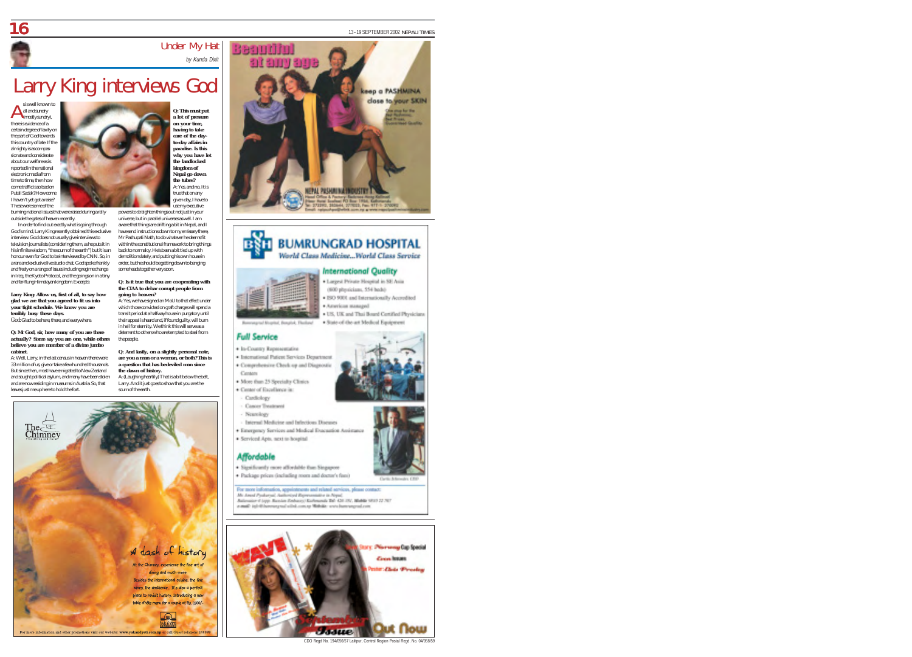## Under My Hat

*by Kunda Dixit*

# Larry King interviews God

As is well known to all and sundry (mostly sundry), there is evidence of a certain degree of laxity on the part of God towards this country of late. If the almighty is as compassionate and considerate about our welfare as is reported in the national electronic media from time to time, then how come traffic is so bad on Putali Sadak? How come I haven't yet got a raise? These were some of the burning national issues that were raised during a rally outside the gates of heaven recently.

In order to find out exactly what is going through God's mind, Larry King recently obtained this exclusive interview. God does not usually give interviews to television journalists (considering them, as he puts it in his infinite wisdom, "the scum of the earth") but it is an honour even for God to be interviewed by CNN. So, in a rare and exclusive live studio chat, God spoke frankly and freely on a range of issues including regime change in Iraq, the Kyoto Protocol, and the goings on in a tiny and far-flung Himalayan kingdom. Excerpts:

**Larry King: Allow us, first of all, to say how glad we are that you agreed to fit us into your tight schedule. We know you are terribly busy these days.**
God: Glad to be here, there, and everywhere.

**Q: Mr God, sir, how many of you are there actually? Some say you are one, while others believe you are member of a divine jumbo cabinet.**
A: Well, Larry, in the last census in heaven there were 33 million of us, give or take a few hundred thousands. But since then, most have emigrated to New Zealand and sought political asylum, and many have been stolen and are now residing in museums in Austria. So, that leaves just me up here to hold the fort.

**Q: This must put a lot of pressure on your time, having to take care of the day-to-day affairs in paradise. Is this why you have let the landlocked kingdom of Nepal go down the tubes?**
A: Yes, and no. It is true that on any given day, I have to use my executive powers to straighten things out not just in your universe, but in parallel universes as well. I am aware that things are drifting a bit in Nepal, and I have send instructions down to my emissary there, Mr Pashupati Nath, to do whatever he deems fit within the constitutional framework to bring things back to normalcy. He's been a bit tied up with demolitions lately, and putting his own house in order, but he should be getting down to banging some heads together very soon.

**Q: Is it true that you are cooperating with the CIAA to debar corrupt people from going to heaven?**
A: Yes, we have signed an MoU to that effect under which those convicted on graft charges will spend a transit period at a halfway house in purgatory until their appeal is heard and, if found guilty, will burn in hell for eternity. We think this will serve as a deterrent to others who are tempted to steal from the people.

**Q: And lastly, on a slightly personal note, are you a man or a woman, or both? This is a question that has bedevilled man since the dawn of history.**
A: (Laughing heartily) That is a bit below the belt, Larry. And it just goes to show that you are the scum of the earth.